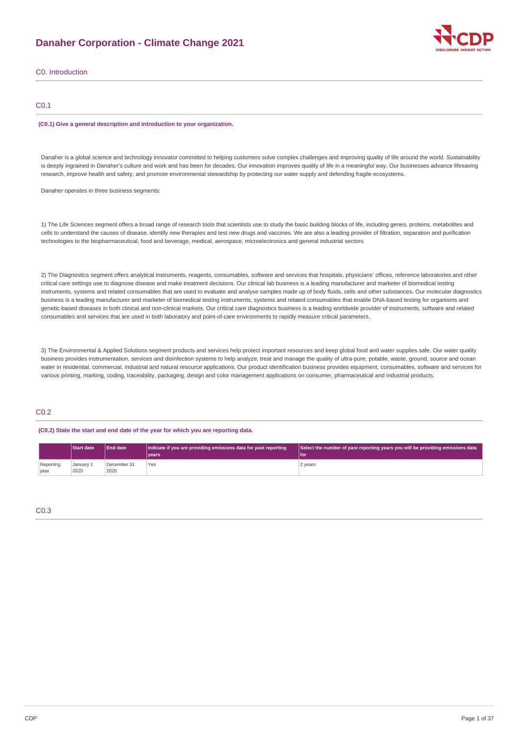# Danaher Corporation - Climate Change 2021

## C0. Introduction

### C0.1

**(C0.1) Give a general description and introduction to your organization.**

Danaher is a global science and technology innovator committed to helping customers solve complex challenges and improving quality of life around the world. Sustainability is deeply ingrained in Danaher's culture and work and has been for decades. Our innovation improves quality of life in a meaningful way. Our businesses advance lifesaving research, improve health and safety, and promote environmental stewardship by protecting our water supply and defending fragile ecosystems.

Danaher operates in three business segments:

1) The Life Sciences segment offers a broad range of research tools that scientists use to study the basic building blocks of life, including genes, proteins, metabolites and cells to understand the causes of disease, identify new therapies and test new drugs and vaccines. We are also a leading provider of filtration, separation and purification technologies to the biopharmaceutical, food and beverage, medical, aerospace, microelectronics and general industrial sectors.

2) The Diagnostics segment offers analytical instruments, reagents, consumables, software and services that hospitals, physicians' offices, reference laboratories and other critical care settings use to diagnose disease and make treatment decisions. Our clinical lab business is a leading manufacturer and marketer of biomedical testing instruments, systems and related consumables that are used to evaluate and analyse samples made up of body fluids, cells and other substances. Our molecular diagnostics business is a leading manufacturer and marketer of biomedical testing instruments, systems and related consumables that enable DNA-based testing for organisms and genetic-based diseases in both clinical and non-clinical markets. Our critical care diagnostics business is a leading worldwide provider of instruments, software and related consumables and services that are used in both laboratory and point-of-care environments to rapidly measure critical parameters.

3) The Environmental & Applied Solutions segment products and services help protect important resources and keep global food and water supplies safe. Our water quality business provides instrumentation, services and disinfection systems to help analyze, treat and manage the quality of ultra-pure, potable, waste, ground, source and ocean water in residential, commercial, industrial and natural resource applications. Our product identification business provides equipment, consumables, software and services for various printing, marking, coding, traceability, packaging, design and color management applications on consumer, pharmaceutical and industrial products.

### C0.2

**(C0.2) State the start and end date of the year for which you are reporting data.**

| | Start date | End date | Indicate if you are providing emissions data for past reporting years | Select the number of past reporting years you will be providing emissions data for |
|---|---|---|---|---|
| Reporting year | January 1 2020 | December 31 2020 | Yes | 2 years |

### C0.3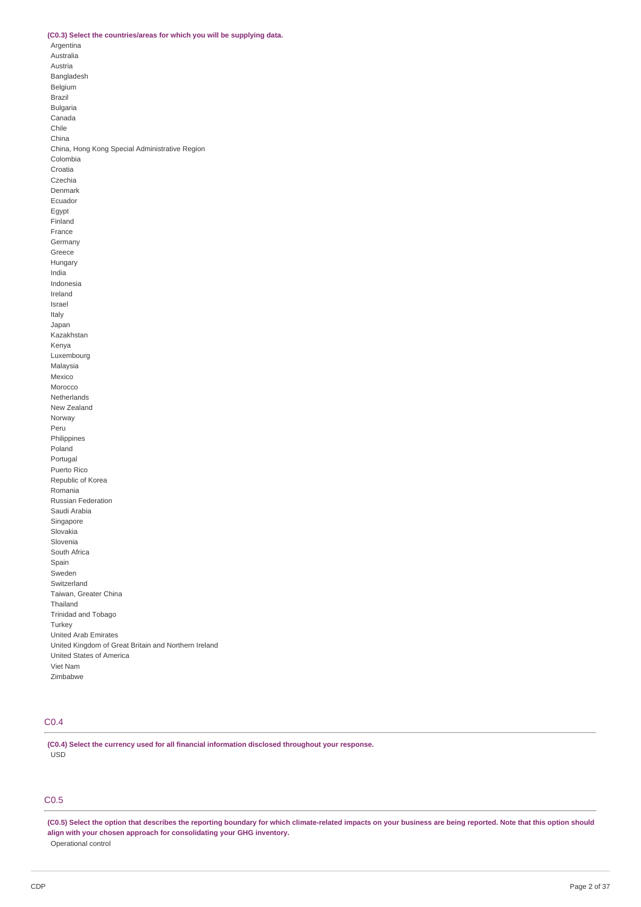**(C0.3) Select the countries/areas for which you will be supplying data.**

Argentina
Australia
Austria
Bangladesh
Belgium
Brazil
Bulgaria
Canada
Chile
China
China, Hong Kong Special Administrative Region
Colombia
Croatia
Czechia
Denmark
Ecuador
Egypt
Finland
France
Germany
Greece
Hungary
India
Indonesia
Ireland
Israel
Italy
Japan
Kazakhstan
Kenya
Luxembourg
Malaysia
Mexico
Morocco
Netherlands
New Zealand
Norway
Peru
Philippines
Poland
Portugal
Puerto Rico
Republic of Korea
Romania
Russian Federation
Saudi Arabia
Singapore
Slovakia
Slovenia
South Africa
Spain
Sweden
Switzerland
Taiwan, Greater China
Thailand
Trinidad and Tobago
Turkey
United Arab Emirates
United Kingdom of Great Britain and Northern Ireland
United States of America
Viet Nam
Zimbabwe

## C0.4

**(C0.4) Select the currency used for all financial information disclosed throughout your response.**

USD

## C0.5

**(C0.5) Select the option that describes the reporting boundary for which climate-related impacts on your business are being reported. Note that this option should align with your chosen approach for consolidating your GHG inventory.**

Operational control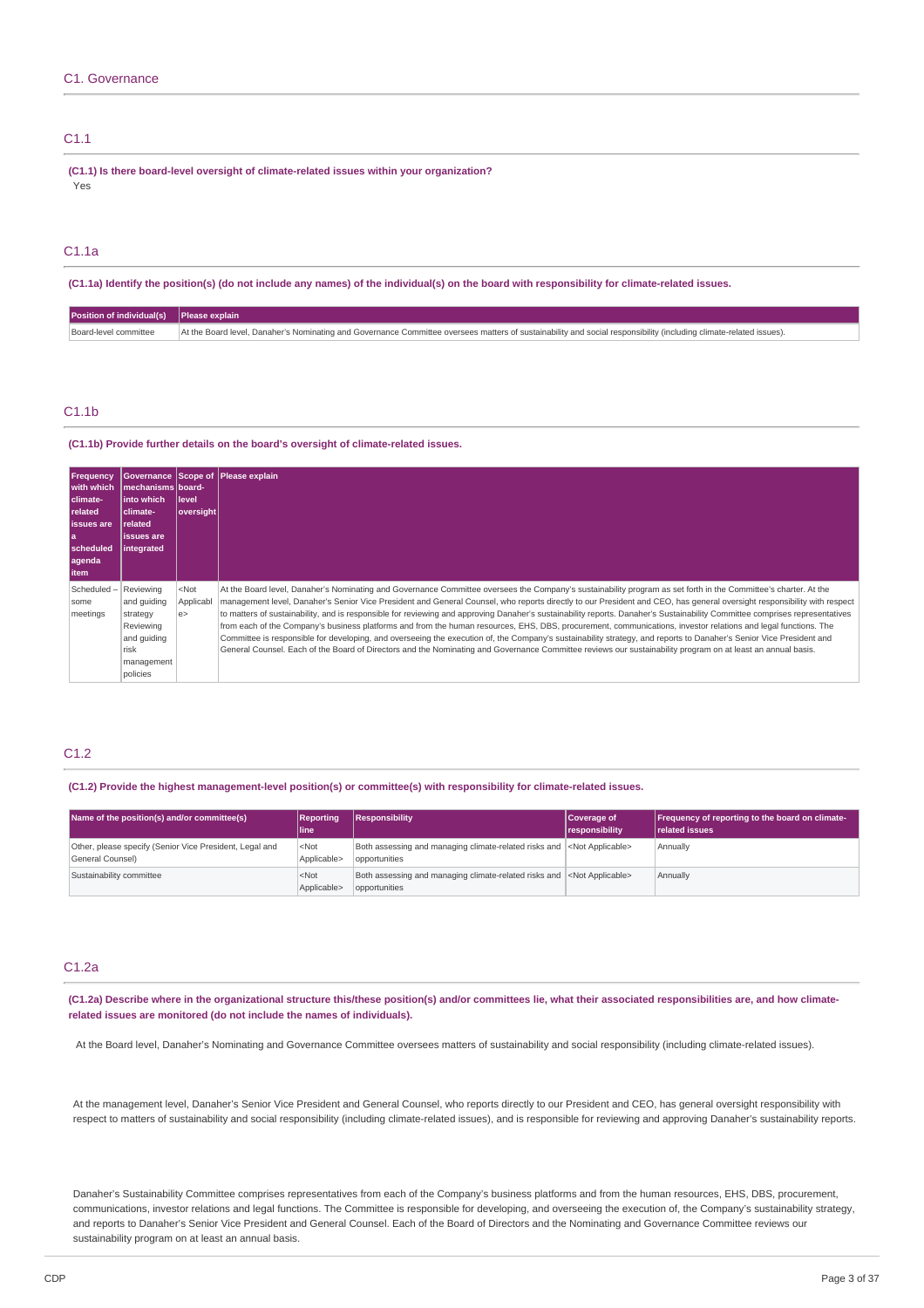# C1. Governance

## C1.1

**(C1.1) Is there board-level oversight of climate-related issues within your organization?**

Yes

## C1.1a

**(C1.1a) Identify the position(s) (do not include any names) of the individual(s) on the board with responsibility for climate-related issues.**

| Position of individual(s) | Please explain |
| --- | --- |
| Board-level committee | At the Board level, Danaher's Nominating and Governance Committee oversees matters of sustainability and social responsibility (including climate-related issues). |

## C1.1b

**(C1.1b) Provide further details on the board's oversight of climate-related issues.**

| Frequency with which climate-related issues are a scheduled agenda item | Governance mechanisms into which climate-related issues are integrated | Scope of board-level oversight | Please explain |
| --- | --- | --- | --- |
| Scheduled – some meetings | Reviewing and guiding strategy<br>Reviewing and guiding risk management policies | <Not Applicable> | At the Board level, Danaher's Nominating and Governance Committee oversees the Company's sustainability program as set forth in the Committee's charter. At the management level, Danaher's Senior Vice President and General Counsel, who reports directly to our President and CEO, has general oversight responsibility with respect to matters of sustainability, and is responsible for reviewing and approving Danaher's sustainability reports. Danaher's Sustainability Committee comprises representatives from each of the Company's business platforms and from the human resources, EHS, DBS, procurement, communications, investor relations and legal functions. The Committee is responsible for developing, and overseeing the execution of, the Company's sustainability strategy, and reports to Danaher's Senior Vice President and General Counsel. Each of the Board of Directors and the Nominating and Governance Committee reviews our sustainability program on at least an annual basis. |

## C1.2

**(C1.2) Provide the highest management-level position(s) or committee(s) with responsibility for climate-related issues.**

| Name of the position(s) and/or committee(s) | Reporting line | Responsibility | Coverage of responsibility | Frequency of reporting to the board on climate-related issues |
| --- | --- | --- | --- | --- |
| Other, please specify (Senior Vice President, Legal and General Counsel) | <Not Applicable> | Both assessing and managing climate-related risks and opportunities | <Not Applicable> | Annually |
| Sustainability committee | <Not Applicable> | Both assessing and managing climate-related risks and opportunities | <Not Applicable> | Annually |

## C1.2a

**(C1.2a) Describe where in the organizational structure this/these position(s) and/or committees lie, what their associated responsibilities are, and how climate-related issues are monitored (do not include the names of individuals).**

At the Board level, Danaher's Nominating and Governance Committee oversees matters of sustainability and social responsibility (including climate-related issues).

At the management level, Danaher's Senior Vice President and General Counsel, who reports directly to our President and CEO, has general oversight responsibility with respect to matters of sustainability and social responsibility (including climate-related issues), and is responsible for reviewing and approving Danaher's sustainability reports.

Danaher's Sustainability Committee comprises representatives from each of the Company's business platforms and from the human resources, EHS, DBS, procurement, communications, investor relations and legal functions. The Committee is responsible for developing, and overseeing the execution of, the Company's sustainability strategy, and reports to Danaher's Senior Vice President and General Counsel. Each of the Board of Directors and the Nominating and Governance Committee reviews our sustainability program on at least an annual basis.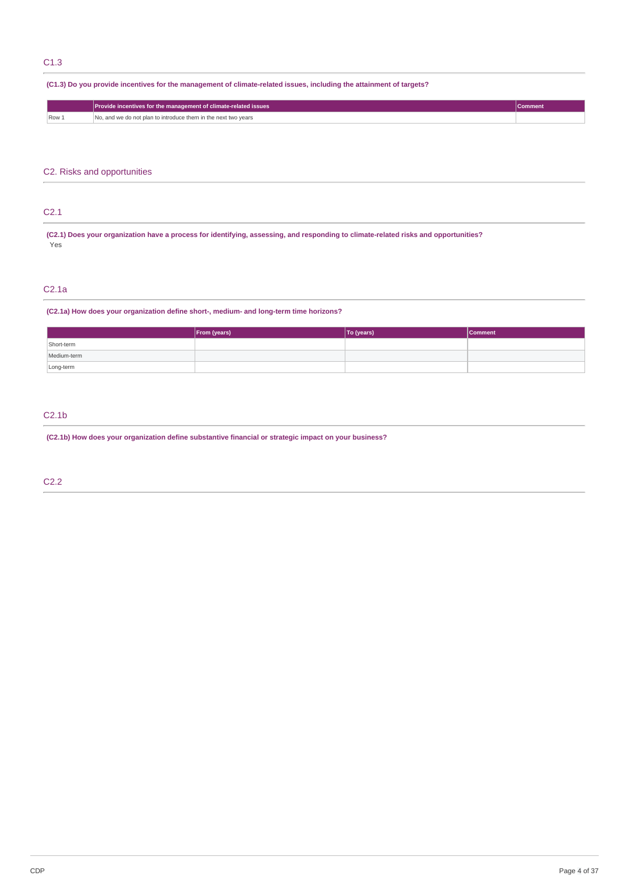## C1.3

**(C1.3) Do you provide incentives for the management of climate-related issues, including the attainment of targets?**

| | Provide incentives for the management of climate-related issues | Comment |
|---|---|---|
| Row 1 | No, and we do not plan to introduce them in the next two years | |

# C2. Risks and opportunities

## C2.1

**(C2.1) Does your organization have a process for identifying, assessing, and responding to climate-related risks and opportunities?**

Yes

## C2.1a

**(C2.1a) How does your organization define short-, medium- and long-term time horizons?**

| | From (years) | To (years) | Comment |
|---|---|---|---|
| Short-term | | | |
| Medium-term | | | |
| Long-term | | | |

## C2.1b

**(C2.1b) How does your organization define substantive financial or strategic impact on your business?**

## C2.2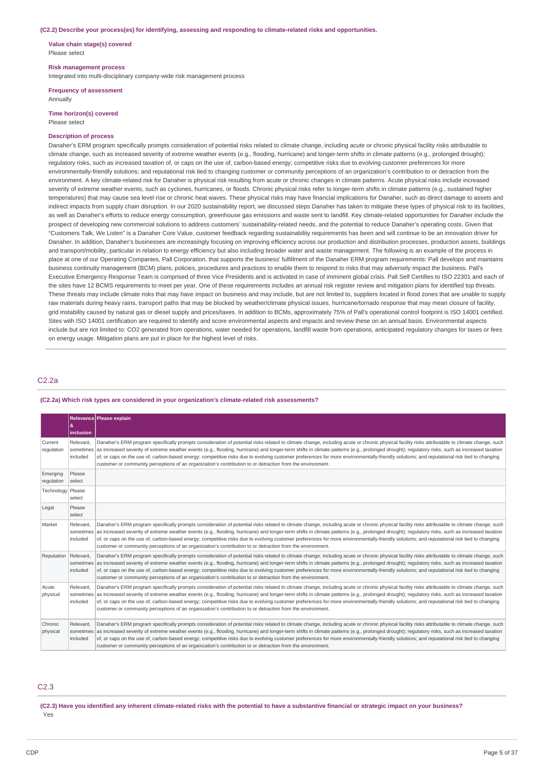**(C2.2) Describe your process(es) for identifying, assessing and responding to climate-related risks and opportunities.**

**Value chain stage(s) covered**
Please select

**Risk management process**
Integrated into multi-disciplinary company-wide risk management process

**Frequency of assessment**
Annually

**Time horizon(s) covered**
Please select

**Description of process**
Danaher's ERM program specifically prompts consideration of potential risks related to climate change, including acute or chronic physical facility risks attributable to climate change, such as increased severity of extreme weather events (e.g., flooding, hurricane) and longer-term shifts in climate patterns (e.g., prolonged drought); regulatory risks, such as increased taxation of, or caps on the use of, carbon-based energy; competitive risks due to evolving customer preferences for more environmentally-friendly solutions; and reputational risk tied to changing customer or community perceptions of an organization's contribution to or detraction from the environment. A key climate-related risk for Danaher is physical risk resulting from acute or chronic changes in climate patterns. Acute physical risks include increased severity of extreme weather events, such as cyclones, hurricanes, or floods. Chronic physical risks refer to longer-term shifts in climate patterns (e.g., sustained higher temperatures) that may cause sea level rise or chronic heat waves. These physical risks may have financial implications for Danaher, such as direct damage to assets and indirect impacts from supply chain disruption. In our 2020 sustainability report, we discussed steps Danaher has taken to mitigate these types of physical risk to its facilities, as well as Danaher's efforts to reduce energy consumption, greenhouse gas emissions and waste sent to landfill. Key climate-related opportunities for Danaher include the prospect of developing new commercial solutions to address customers' sustainability-related needs, and the potential to reduce Danaher's operating costs. Given that "Customers Talk, We Listen" is a Danaher Core Value, customer feedback regarding sustainability requirements has been and will continue to be an innovation driver for Danaher. In addition, Danaher's businesses are increasingly focusing on improving efficiency across our production and distribution processes, production assets, buildings and transport/mobility, particular in relation to energy efficiency but also including broader water and waste management. The following is an example of the process in place at one of our Operating Companies, Pall Corporation, that supports the business' fulfillment of the Danaher ERM program requirements: Pall develops and maintains business continuity management (BCM) plans, policies, procedures and practices to enable them to respond to risks that may adversely impact the business. Pall's Executive Emergency Response Team is comprised of three Vice Presidents and is activated in case of imminent global crisis. Pall Self Certifies to ISO 22301 and each of the sites have 12 BCMS requirements to meet per year. One of these requirements includes an annual risk register review and mitigation plans for identified top threats. These threats may include climate risks that may have impact on business and may include, but are not limited to, suppliers located in flood zones that are unable to supply raw materials during heavy rains, transport paths that may be blocked by weather/climate physical issues, hurricane/tornado response that may mean closure of facility, grid instability caused by natural gas or diesel supply and prices/taxes. In addition to BCMs, approximately 75% of Pall's operational control footprint is ISO 14001 certified. Sites with ISO 14001 certification are required to identify and score environmental aspects and impacts and review these on an annual basis. Environmental aspects include but are not limited to: CO2 generated from operations, water needed for operations, landfill waste from operations, anticipated regulatory changes for taxes or fees on energy usage. Mitigation plans are put in place for the highest level of risks.

## C2.2a

**(C2.2a) Which risk types are considered in your organization's climate-related risk assessments?**

| | Relevance & inclusion | Please explain |
|---|---|---|
| Current regulation | Relevant, sometimes included | Danaher's ERM program specifically prompts consideration of potential risks related to climate change, including acute or chronic physical facility risks attributable to climate change, such as increased severity of extreme weather events (e.g., flooding, hurricane) and longer-term shifts in climate patterns (e.g., prolonged drought); regulatory risks, such as increased taxation of, or caps on the use of, carbon-based energy; competitive risks due to evolving customer preferences for more environmentally-friendly solutions; and reputational risk tied to changing customer or community perceptions of an organization's contribution to or detraction from the environment. |
| Emerging regulation | Please select | |
| Technology | Please select | |
| Legal | Please select | |
| Market | Relevant, sometimes included | Danaher's ERM program specifically prompts consideration of potential risks related to climate change, including acute or chronic physical facility risks attributable to climate change, such as increased severity of extreme weather events (e.g., flooding, hurricane) and longer-term shifts in climate patterns (e.g., prolonged drought); regulatory risks, such as increased taxation of, or caps on the use of, carbon-based energy; competitive risks due to evolving customer preferences for more environmentally-friendly solutions; and reputational risk tied to changing customer or community perceptions of an organization's contribution to or detraction from the environment. |
| Reputation | Relevant, sometimes included | Danaher's ERM program specifically prompts consideration of potential risks related to climate change, including acute or chronic physical facility risks attributable to climate change, such as increased severity of extreme weather events (e.g., flooding, hurricane) and longer-term shifts in climate patterns (e.g., prolonged drought); regulatory risks, such as increased taxation of, or caps on the use of, carbon-based energy; competitive risks due to evolving customer preferences for more environmentally-friendly solutions; and reputational risk tied to changing customer or community perceptions of an organization's contribution to or detraction from the environment. |
| Acute physical | Relevant, sometimes included | Danaher's ERM program specifically prompts consideration of potential risks related to climate change, including acute or chronic physical facility risks attributable to climate change, such as increased severity of extreme weather events (e.g., flooding, hurricane) and longer-term shifts in climate patterns (e.g., prolonged drought); regulatory risks, such as increased taxation of, or caps on the use of, carbon-based energy; competitive risks due to evolving customer preferences for more environmentally-friendly solutions; and reputational risk tied to changing customer or community perceptions of an organization's contribution to or detraction from the environment. |
| Chronic physical | Relevant, sometimes included | Danaher's ERM program specifically prompts consideration of potential risks related to climate change, including acute or chronic physical facility risks attributable to climate change, such as increased severity of extreme weather events (e.g., flooding, hurricane) and longer-term shifts in climate patterns (e.g., prolonged drought); regulatory risks, such as increased taxation of, or caps on the use of, carbon-based energy; competitive risks due to evolving customer preferences for more environmentally-friendly solutions; and reputational risk tied to changing customer or community perceptions of an organization's contribution to or detraction from the environment. |

## C2.3

**(C2.3) Have you identified any inherent climate-related risks with the potential to have a substantive financial or strategic impact on your business?**
Yes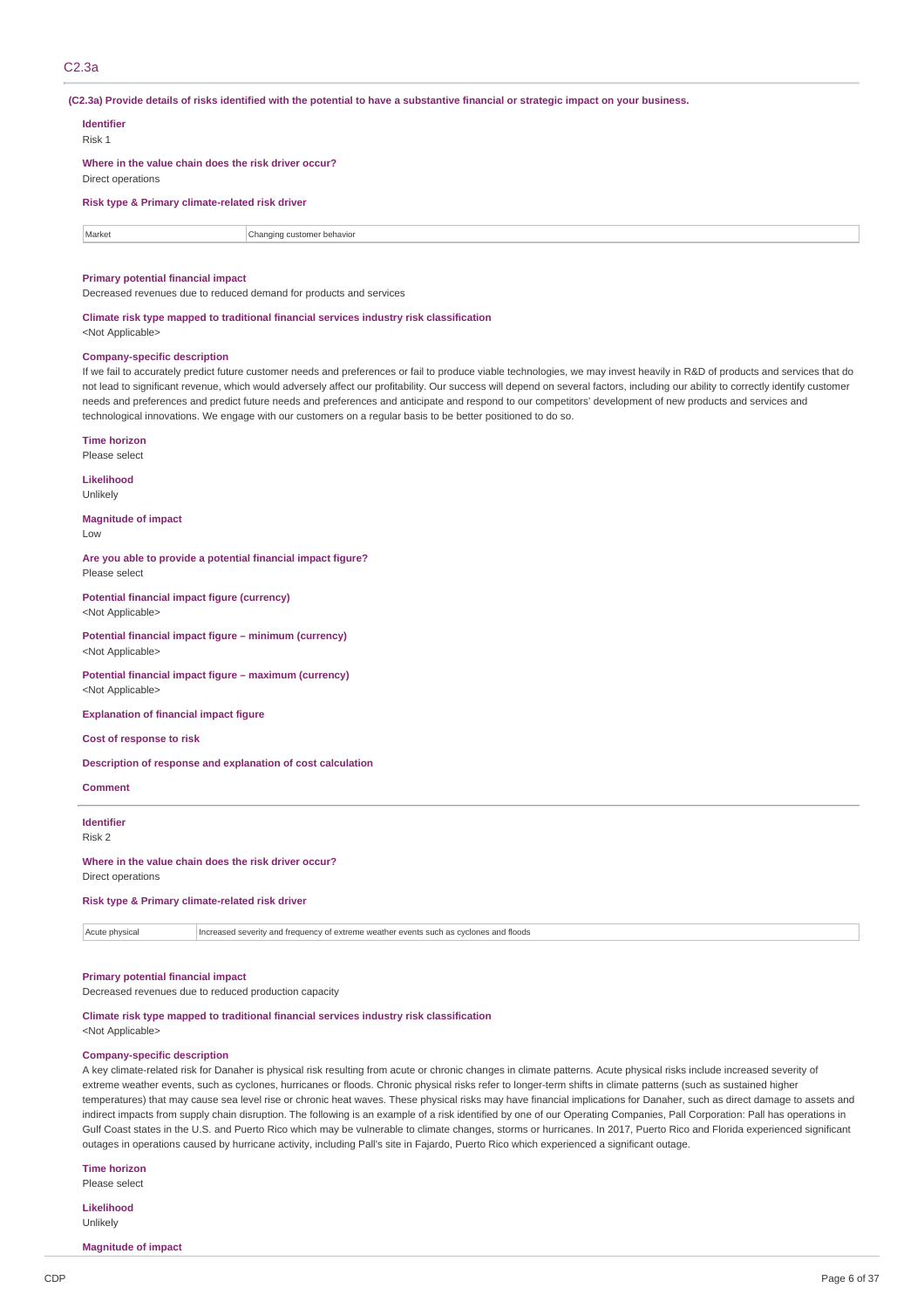## C2.3a

**(C2.3a) Provide details of risks identified with the potential to have a substantive financial or strategic impact on your business.**

**Identifier**
Risk 1

**Where in the value chain does the risk driver occur?**
Direct operations

**Risk type & Primary climate-related risk driver**

| Market | Changing customer behavior |
|---|---|

**Primary potential financial impact**
Decreased revenues due to reduced demand for products and services

**Climate risk type mapped to traditional financial services industry risk classification**
<Not Applicable>

**Company-specific description**
If we fail to accurately predict future customer needs and preferences or fail to produce viable technologies, we may invest heavily in R&D of products and services that do not lead to significant revenue, which would adversely affect our profitability. Our success will depend on several factors, including our ability to correctly identify customer needs and preferences and predict future needs and preferences and anticipate and respond to our competitors' development of new products and services and technological innovations. We engage with our customers on a regular basis to be better positioned to do so.

**Time horizon**
Please select

**Likelihood**
Unlikely

**Magnitude of impact**
Low

**Are you able to provide a potential financial impact figure?**
Please select

**Potential financial impact figure (currency)**
<Not Applicable>

**Potential financial impact figure – minimum (currency)**
<Not Applicable>

**Potential financial impact figure – maximum (currency)**
<Not Applicable>

**Explanation of financial impact figure**

**Cost of response to risk**

**Description of response and explanation of cost calculation**

**Comment**

---

**Identifier**
Risk 2

**Where in the value chain does the risk driver occur?**
Direct operations

**Risk type & Primary climate-related risk driver**

| Acute physical | Increased severity and frequency of extreme weather events such as cyclones and floods |
|---|---|

**Primary potential financial impact**
Decreased revenues due to reduced production capacity

**Climate risk type mapped to traditional financial services industry risk classification**
<Not Applicable>

**Company-specific description**
A key climate-related risk for Danaher is physical risk resulting from acute or chronic changes in climate patterns. Acute physical risks include increased severity of extreme weather events, such as cyclones, hurricanes or floods. Chronic physical risks refer to longer-term shifts in climate patterns (such as sustained higher temperatures) that may cause sea level rise or chronic heat waves. These physical risks may have financial implications for Danaher, such as direct damage to assets and indirect impacts from supply chain disruption. The following is an example of a risk identified by one of our Operating Companies, Pall Corporation: Pall has operations in Gulf Coast states in the U.S. and Puerto Rico which may be vulnerable to climate changes, storms or hurricanes. In 2017, Puerto Rico and Florida experienced significant outages in operations caused by hurricane activity, including Pall's site in Fajardo, Puerto Rico which experienced a significant outage.

**Time horizon**
Please select

**Likelihood**
Unlikely

**Magnitude of impact**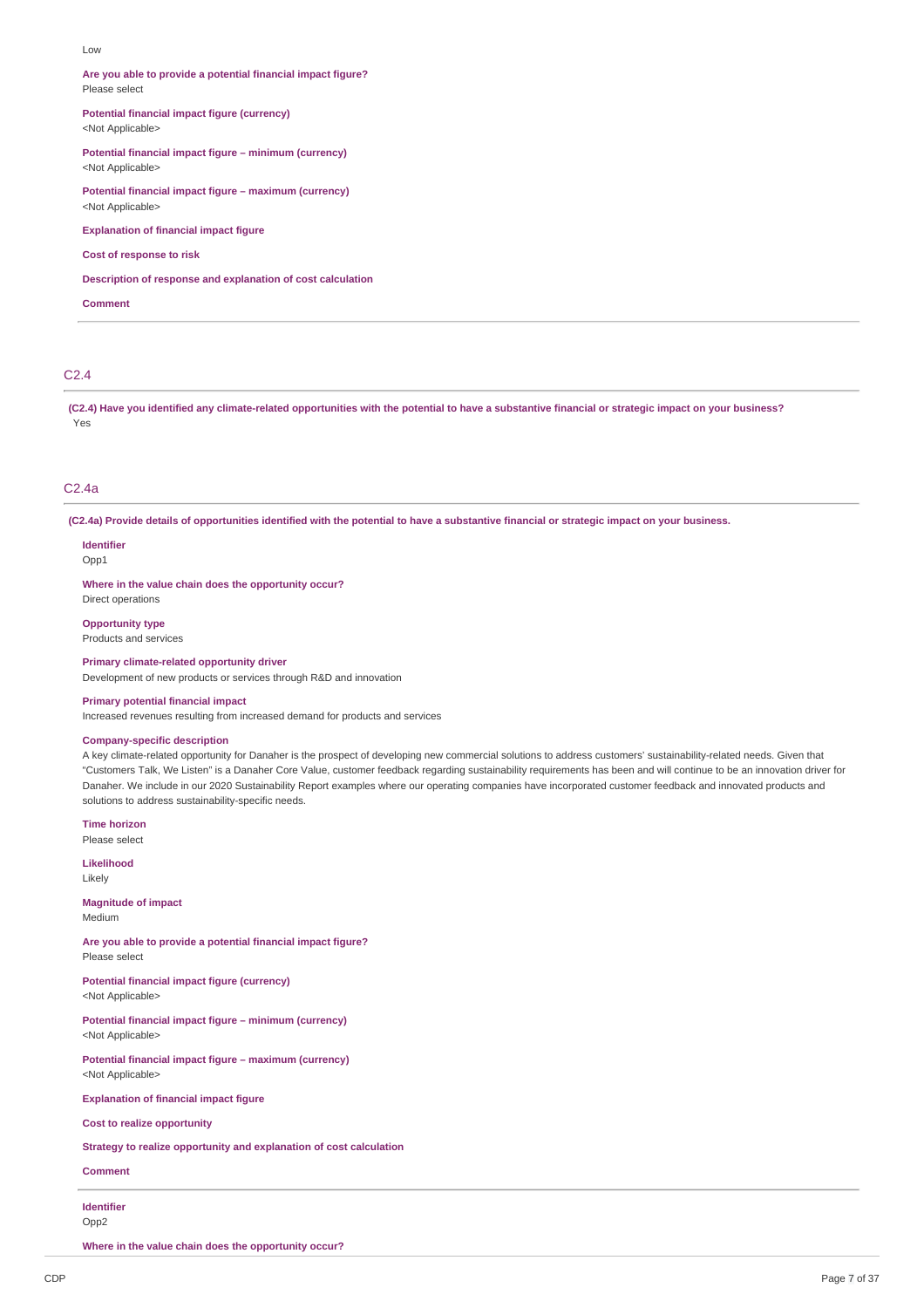Low

**Are you able to provide a potential financial impact figure?**
Please select

**Potential financial impact figure (currency)**
<Not Applicable>

**Potential financial impact figure – minimum (currency)**
<Not Applicable>

**Potential financial impact figure – maximum (currency)**
<Not Applicable>

**Explanation of financial impact figure**

**Cost of response to risk**

**Description of response and explanation of cost calculation**

**Comment**

## C2.4

**(C2.4) Have you identified any climate-related opportunities with the potential to have a substantive financial or strategic impact on your business?**
Yes

## C2.4a

**(C2.4a) Provide details of opportunities identified with the potential to have a substantive financial or strategic impact on your business.**

**Identifier**
Opp1

**Where in the value chain does the opportunity occur?**
Direct operations

**Opportunity type**
Products and services

**Primary climate-related opportunity driver**
Development of new products or services through R&D and innovation

**Primary potential financial impact**
Increased revenues resulting from increased demand for products and services

**Company-specific description**
A key climate-related opportunity for Danaher is the prospect of developing new commercial solutions to address customers' sustainability-related needs. Given that "Customers Talk, We Listen" is a Danaher Core Value, customer feedback regarding sustainability requirements has been and will continue to be an innovation driver for Danaher. We include in our 2020 Sustainability Report examples where our operating companies have incorporated customer feedback and innovated products and solutions to address sustainability-specific needs.

**Time horizon**
Please select

**Likelihood**
Likely

**Magnitude of impact**
Medium

**Are you able to provide a potential financial impact figure?**
Please select

**Potential financial impact figure (currency)**
<Not Applicable>

**Potential financial impact figure – minimum (currency)**
<Not Applicable>

**Potential financial impact figure – maximum (currency)**
<Not Applicable>

**Explanation of financial impact figure**

**Cost to realize opportunity**

**Strategy to realize opportunity and explanation of cost calculation**

**Comment**

**Identifier**
Opp2

**Where in the value chain does the opportunity occur?**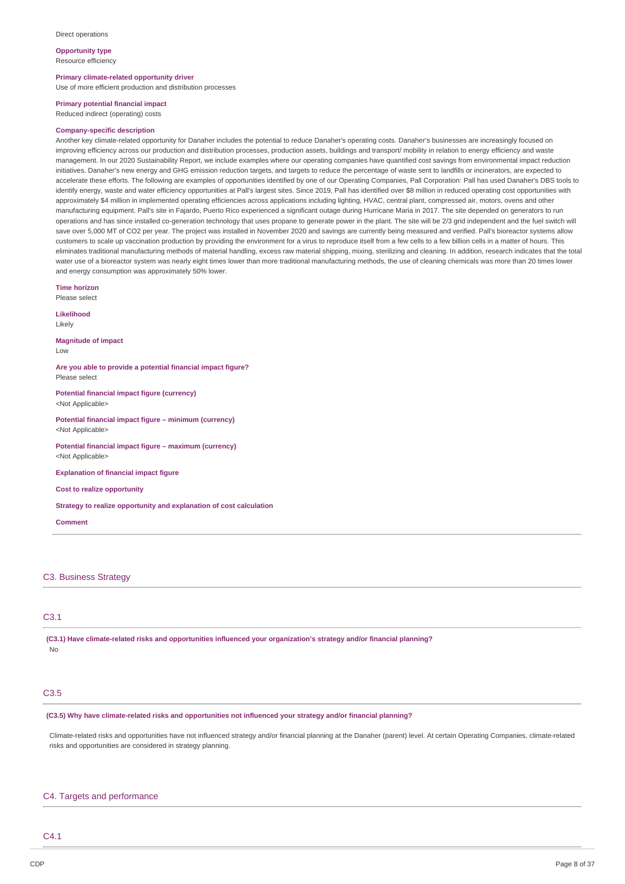Direct operations

**Opportunity type**
Resource efficiency

**Primary climate-related opportunity driver**
Use of more efficient production and distribution processes

**Primary potential financial impact**
Reduced indirect (operating) costs

**Company-specific description**
Another key climate-related opportunity for Danaher includes the potential to reduce Danaher's operating costs. Danaher's businesses are increasingly focused on improving efficiency across our production and distribution processes, production assets, buildings and transport/ mobility in relation to energy efficiency and waste management. In our 2020 Sustainability Report, we include examples where our operating companies have quantified cost savings from environmental impact reduction initiatives. Danaher's new energy and GHG emission reduction targets, and targets to reduce the percentage of waste sent to landfills or incinerators, are expected to accelerate these efforts. The following are examples of opportunities identified by one of our Operating Companies, Pall Corporation: Pall has used Danaher's DBS tools to identify energy, waste and water efficiency opportunities at Pall's largest sites. Since 2019, Pall has identified over $8 million in reduced operating cost opportunities with approximately $4 million in implemented operating efficiencies across applications including lighting, HVAC, central plant, compressed air, motors, ovens and other manufacturing equipment. Pall's site in Fajardo, Puerto Rico experienced a significant outage during Hurricane Maria in 2017. The site depended on generators to run operations and has since installed co-generation technology that uses propane to generate power in the plant. The site will be 2/3 grid independent and the fuel switch will save over 5,000 MT of CO2 per year. The project was installed in November 2020 and savings are currently being measured and verified. Pall's bioreactor systems allow customers to scale up vaccination production by providing the environment for a virus to reproduce itself from a few cells to a few billion cells in a matter of hours. This eliminates traditional manufacturing methods of material handling, excess raw material shipping, mixing, sterilizing and cleaning. In addition, research indicates that the total water use of a bioreactor system was nearly eight times lower than more traditional manufacturing methods, the use of cleaning chemicals was more than 20 times lower and energy consumption was approximately 50% lower.

**Time horizon**
Please select

**Likelihood**
Likely

**Magnitude of impact**
Low

**Are you able to provide a potential financial impact figure?**
Please select

**Potential financial impact figure (currency)**
<Not Applicable>

**Potential financial impact figure – minimum (currency)**
<Not Applicable>

**Potential financial impact figure – maximum (currency)**
<Not Applicable>

**Explanation of financial impact figure**

**Cost to realize opportunity**

**Strategy to realize opportunity and explanation of cost calculation**

**Comment**

## C3. Business Strategy

### C3.1

**(C3.1) Have climate-related risks and opportunities influenced your organization's strategy and/or financial planning?**
No

### C3.5

**(C3.5) Why have climate-related risks and opportunities not influenced your strategy and/or financial planning?**

Climate-related risks and opportunities have not influenced strategy and/or financial planning at the Danaher (parent) level. At certain Operating Companies, climate-related risks and opportunities are considered in strategy planning.

## C4. Targets and performance

### C4.1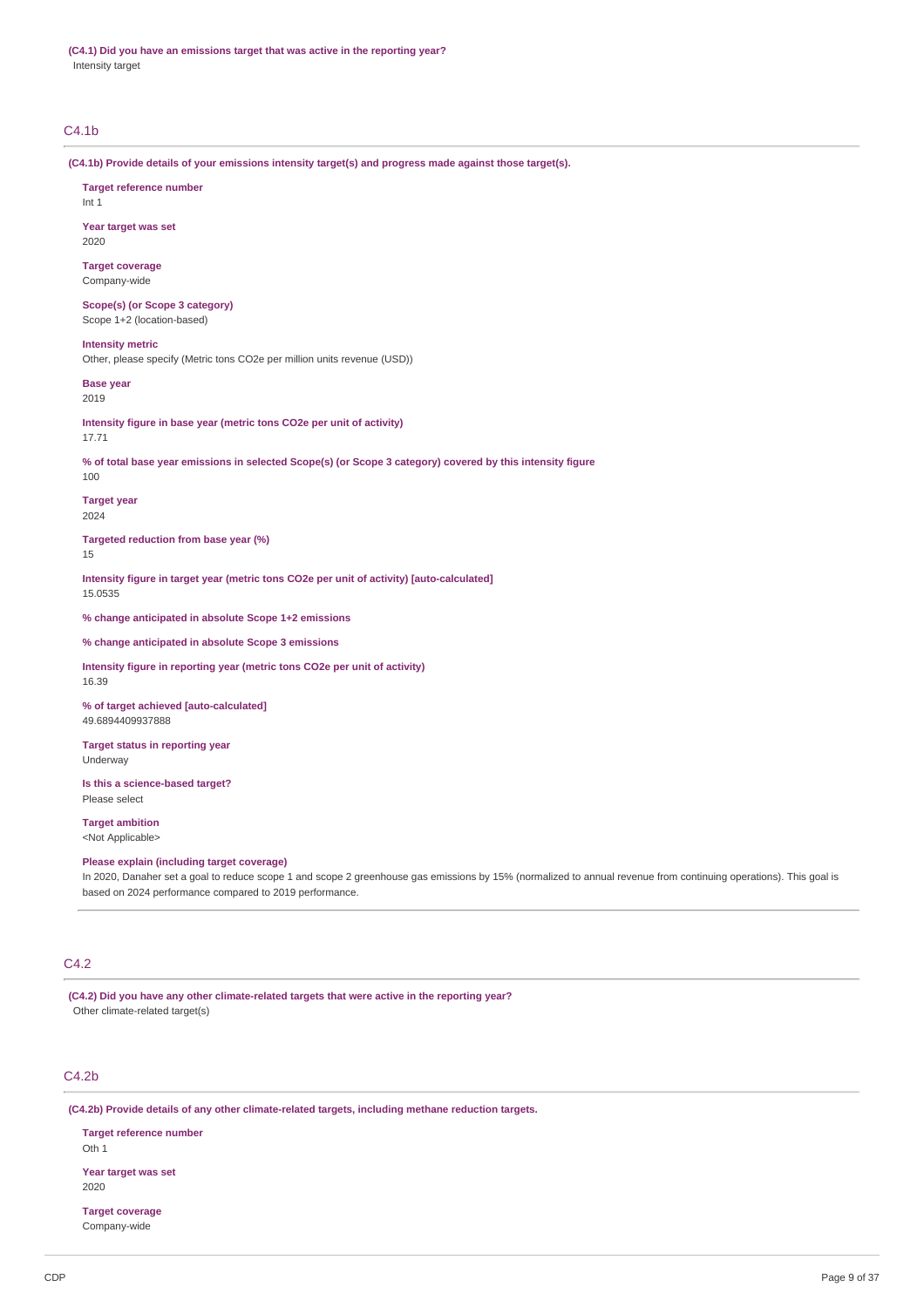**(C4.1) Did you have an emissions target that was active in the reporting year?**
Intensity target

## C4.1b

**(C4.1b) Provide details of your emissions intensity target(s) and progress made against those target(s).**

**Target reference number**
Int 1

**Year target was set**
2020

**Target coverage**
Company-wide

**Scope(s) (or Scope 3 category)**
Scope 1+2 (location-based)

**Intensity metric**
Other, please specify (Metric tons CO2e per million units revenue (USD))

**Base year**
2019

**Intensity figure in base year (metric tons CO2e per unit of activity)**
17.71

**% of total base year emissions in selected Scope(s) (or Scope 3 category) covered by this intensity figure**
100

**Target year**
2024

**Targeted reduction from base year (%)**
15

**Intensity figure in target year (metric tons CO2e per unit of activity) [auto-calculated]**
15.0535

**% change anticipated in absolute Scope 1+2 emissions**

**% change anticipated in absolute Scope 3 emissions**

**Intensity figure in reporting year (metric tons CO2e per unit of activity)**
16.39

**% of target achieved [auto-calculated]**
49.6894409937888

**Target status in reporting year**
Underway

**Is this a science-based target?**
Please select

**Target ambition**
<Not Applicable>

**Please explain (including target coverage)**
In 2020, Danaher set a goal to reduce scope 1 and scope 2 greenhouse gas emissions by 15% (normalized to annual revenue from continuing operations). This goal is based on 2024 performance compared to 2019 performance.

## C4.2

**(C4.2) Did you have any other climate-related targets that were active in the reporting year?**
Other climate-related target(s)

## C4.2b

**(C4.2b) Provide details of any other climate-related targets, including methane reduction targets.**

**Target reference number**
Oth 1

**Year target was set**
2020

**Target coverage**
Company-wide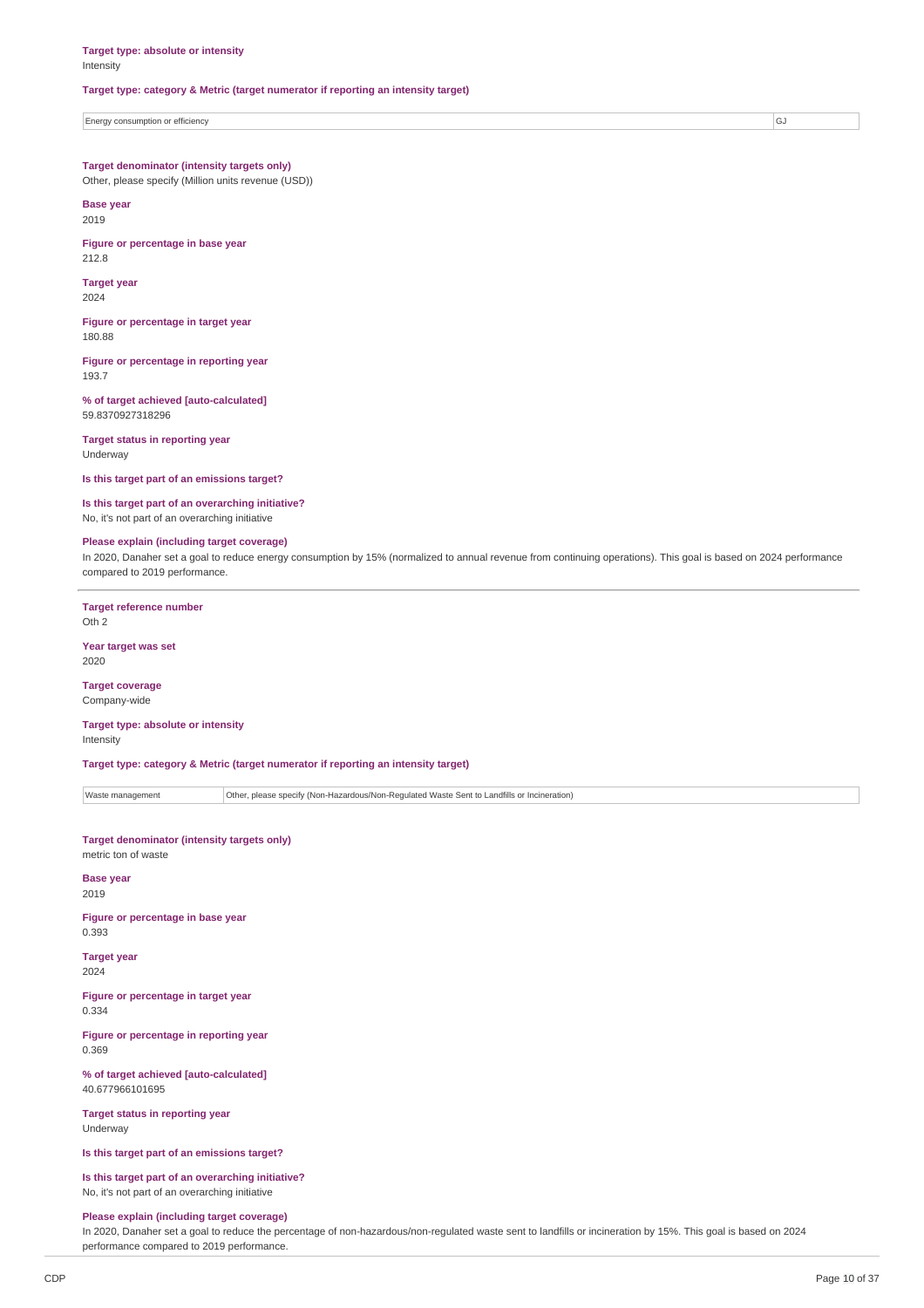**Target type: absolute or intensity**
Intensity

**Target type: category & Metric (target numerator if reporting an intensity target)**

| Energy consumption or efficiency | GJ |
|---|---|

**Target denominator (intensity targets only)**
Other, please specify (Million units revenue (USD))

**Base year**
2019

**Figure or percentage in base year**
212.8

**Target year**
2024

**Figure or percentage in target year**
180.88

**Figure or percentage in reporting year**
193.7

**% of target achieved [auto-calculated]**
59.8370927318296

**Target status in reporting year**
Underway

**Is this target part of an emissions target?**

**Is this target part of an overarching initiative?**
No, it's not part of an overarching initiative

**Please explain (including target coverage)**
In 2020, Danaher set a goal to reduce energy consumption by 15% (normalized to annual revenue from continuing operations). This goal is based on 2024 performance compared to 2019 performance.

---

**Target reference number**
Oth 2

**Year target was set**
2020

**Target coverage**
Company-wide

**Target type: absolute or intensity**
Intensity

**Target type: category & Metric (target numerator if reporting an intensity target)**

| Waste management | Other, please specify (Non-Hazardous/Non-Regulated Waste Sent to Landfills or Incineration) |
|---|---|

**Target denominator (intensity targets only)**
metric ton of waste

**Base year**
2019

**Figure or percentage in base year**
0.393

**Target year**
2024

**Figure or percentage in target year**
0.334

**Figure or percentage in reporting year**
0.369

**% of target achieved [auto-calculated]**
40.677966101695

**Target status in reporting year**
Underway

**Is this target part of an emissions target?**

**Is this target part of an overarching initiative?**
No, it's not part of an overarching initiative

**Please explain (including target coverage)**
In 2020, Danaher set a goal to reduce the percentage of non-hazardous/non-regulated waste sent to landfills or incineration by 15%. This goal is based on 2024 performance compared to 2019 performance.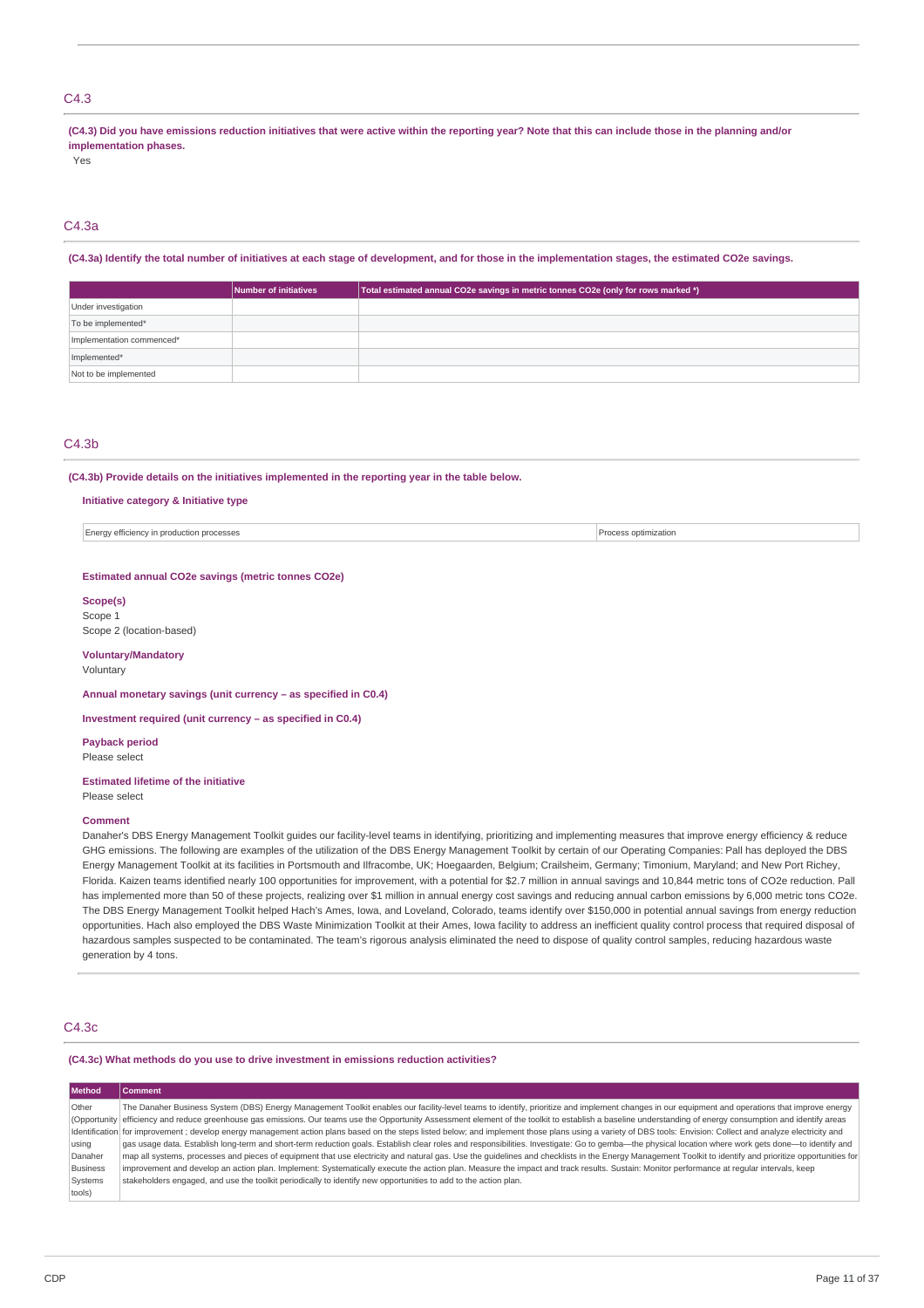## C4.3

**(C4.3) Did you have emissions reduction initiatives that were active within the reporting year? Note that this can include those in the planning and/or implementation phases.**

Yes

## C4.3a

**(C4.3a) Identify the total number of initiatives at each stage of development, and for those in the implementation stages, the estimated CO2e savings.**

| | Number of initiatives | Total estimated annual CO2e savings in metric tonnes CO2e (only for rows marked *) |
|---|---|---|
| Under investigation | | |
| To be implemented* | | |
| Implementation commenced* | | |
| Implemented* | | |
| Not to be implemented | | |

## C4.3b

**(C4.3b) Provide details on the initiatives implemented in the reporting year in the table below.**

**Initiative category & Initiative type**

| | |
|---|---|
| Energy efficiency in production processes | Process optimization |

**Estimated annual CO2e savings (metric tonnes CO2e)**

**Scope(s)**

Scope 1
Scope 2 (location-based)

**Voluntary/Mandatory**

Voluntary

**Annual monetary savings (unit currency – as specified in C0.4)**

**Investment required (unit currency – as specified in C0.4)**

**Payback period**

Please select

**Estimated lifetime of the initiative**

Please select

**Comment**

Danaher's DBS Energy Management Toolkit guides our facility-level teams in identifying, prioritizing and implementing measures that improve energy efficiency & reduce GHG emissions. The following are examples of the utilization of the DBS Energy Management Toolkit by certain of our Operating Companies: Pall has deployed the DBS Energy Management Toolkit at its facilities in Portsmouth and Ilfracombe, UK; Hoegaarden, Belgium; Crailsheim, Germany; Timonium, Maryland; and New Port Richey, Florida. Kaizen teams identified nearly 100 opportunities for improvement, with a potential for $2.7 million in annual savings and 10,844 metric tons of CO2e reduction. Pall has implemented more than 50 of these projects, realizing over $1 million in annual energy cost savings and reducing annual carbon emissions by 6,000 metric tons CO2e. The DBS Energy Management Toolkit helped Hach's Ames, Iowa, and Loveland, Colorado, teams identify over $150,000 in potential annual savings from energy reduction opportunities. Hach also employed the DBS Waste Minimization Toolkit at their Ames, Iowa facility to address an inefficient quality control process that required disposal of hazardous samples suspected to be contaminated. The team's rigorous analysis eliminated the need to dispose of quality control samples, reducing hazardous waste generation by 4 tons.

## C4.3c

**(C4.3c) What methods do you use to drive investment in emissions reduction activities?**

| Method | Comment |
|---|---|
| Other (Opportunity Identification using Danaher Business Systems tools) | The Danaher Business System (DBS) Energy Management Toolkit enables our facility-level teams to identify, prioritize and implement changes in our equipment and operations that improve energy efficiency and reduce greenhouse gas emissions. Our teams use the Opportunity Assessment element of the toolkit to establish a baseline understanding of energy consumption and identify areas for improvement ; develop energy management action plans based on the steps listed below; and implement those plans using a variety of DBS tools: Envision: Collect and analyze electricity and gas usage data. Establish long-term and short-term reduction goals. Establish clear roles and responsibilities. Investigate: Go to gemba—the physical location where work gets done—to identify and map all systems, processes and pieces of equipment that use electricity and natural gas. Use the guidelines and checklists in the Energy Management Toolkit to identify and prioritize opportunities for improvement and develop an action plan. Implement: Systematically execute the action plan. Measure the impact and track results. Sustain: Monitor performance at regular intervals, keep stakeholders engaged, and use the toolkit periodically to identify new opportunities to add to the action plan. |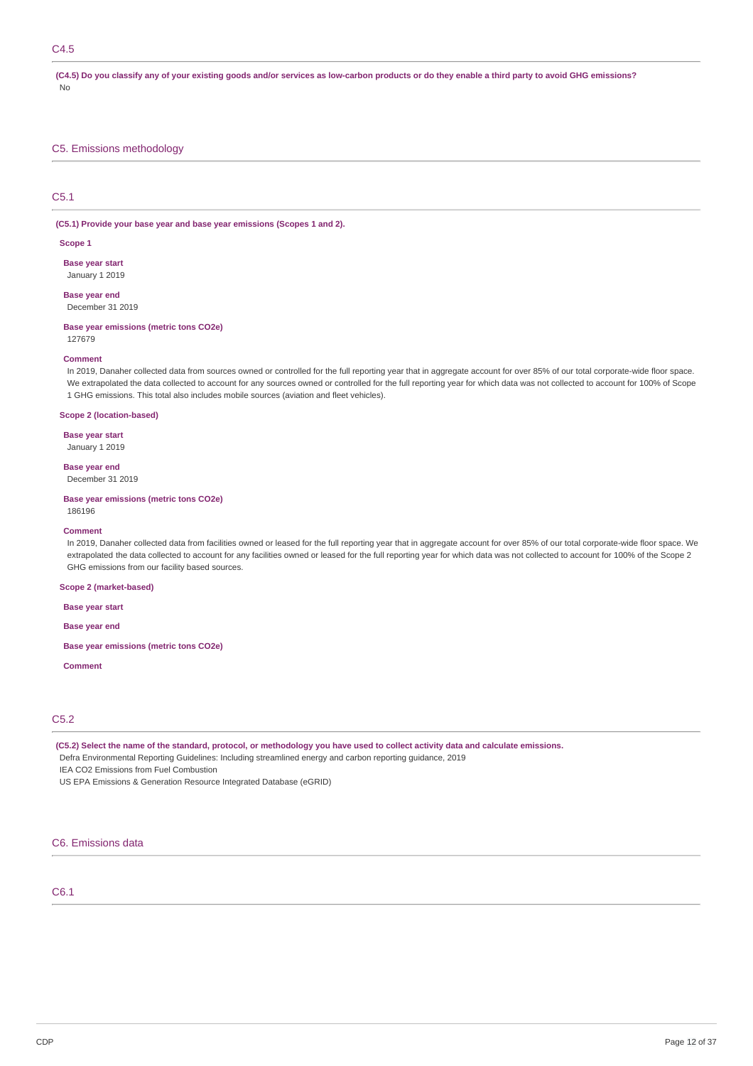## C4.5

**(C4.5) Do you classify any of your existing goods and/or services as low-carbon products or do they enable a third party to avoid GHG emissions?**

No

# C5. Emissions methodology

## C5.1

**(C5.1) Provide your base year and base year emissions (Scopes 1 and 2).**

**Scope 1**

**Base year start**

January 1 2019

**Base year end**

December 31 2019

**Base year emissions (metric tons CO2e)**

127679

**Comment**

In 2019, Danaher collected data from sources owned or controlled for the full reporting year that in aggregate account for over 85% of our total corporate-wide floor space. We extrapolated the data collected to account for any sources owned or controlled for the full reporting year for which data was not collected to account for 100% of Scope 1 GHG emissions. This total also includes mobile sources (aviation and fleet vehicles).

**Scope 2 (location-based)**

**Base year start**

January 1 2019

**Base year end**

December 31 2019

**Base year emissions (metric tons CO2e)**

186196

**Comment**

In 2019, Danaher collected data from facilities owned or leased for the full reporting year that in aggregate account for over 85% of our total corporate-wide floor space. We extrapolated the data collected to account for any facilities owned or leased for the full reporting year for which data was not collected to account for 100% of the Scope 2 GHG emissions from our facility based sources.

**Scope 2 (market-based)**

**Base year start**

**Base year end**

**Base year emissions (metric tons CO2e)**

**Comment**

## C5.2

**(C5.2) Select the name of the standard, protocol, or methodology you have used to collect activity data and calculate emissions.**

Defra Environmental Reporting Guidelines: Including streamlined energy and carbon reporting guidance, 2019

IEA CO2 Emissions from Fuel Combustion

US EPA Emissions & Generation Resource Integrated Database (eGRID)

# C6. Emissions data

## C6.1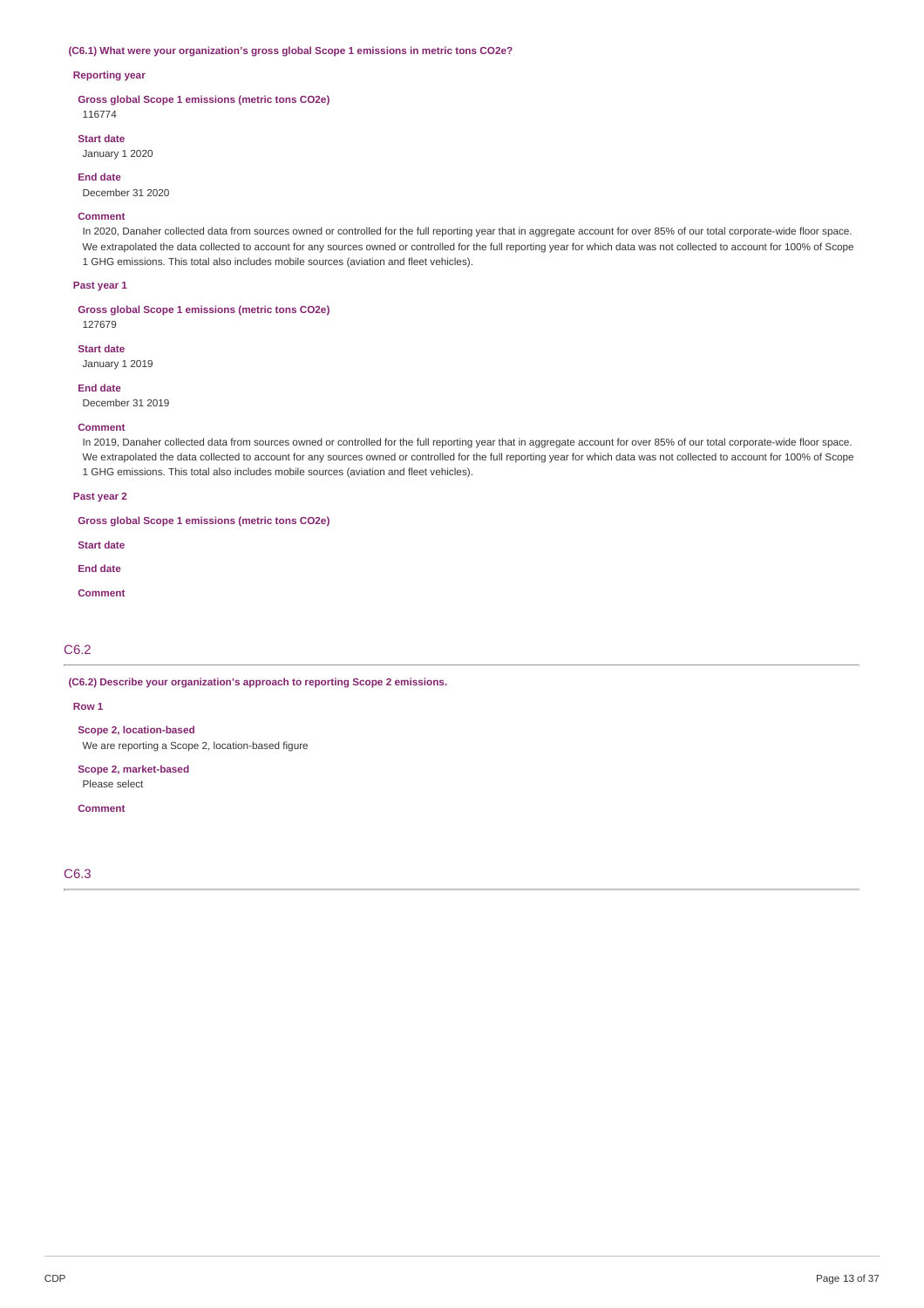**(C6.1) What were your organization's gross global Scope 1 emissions in metric tons CO2e?**

**Reporting year**

**Gross global Scope 1 emissions (metric tons CO2e)**
116774

**Start date**
January 1 2020

**End date**
December 31 2020

**Comment**
In 2020, Danaher collected data from sources owned or controlled for the full reporting year that in aggregate account for over 85% of our total corporate-wide floor space. We extrapolated the data collected to account for any sources owned or controlled for the full reporting year for which data was not collected to account for 100% of Scope 1 GHG emissions. This total also includes mobile sources (aviation and fleet vehicles).

**Past year 1**

**Gross global Scope 1 emissions (metric tons CO2e)**
127679

**Start date**
January 1 2019

**End date**
December 31 2019

**Comment**
In 2019, Danaher collected data from sources owned or controlled for the full reporting year that in aggregate account for over 85% of our total corporate-wide floor space. We extrapolated the data collected to account for any sources owned or controlled for the full reporting year for which data was not collected to account for 100% of Scope 1 GHG emissions. This total also includes mobile sources (aviation and fleet vehicles).

**Past year 2**

**Gross global Scope 1 emissions (metric tons CO2e)**

**Start date**

**End date**

**Comment**

## C6.2

**(C6.2) Describe your organization's approach to reporting Scope 2 emissions.**

**Row 1**

**Scope 2, location-based**
We are reporting a Scope 2, location-based figure

**Scope 2, market-based**
Please select

**Comment**

## C6.3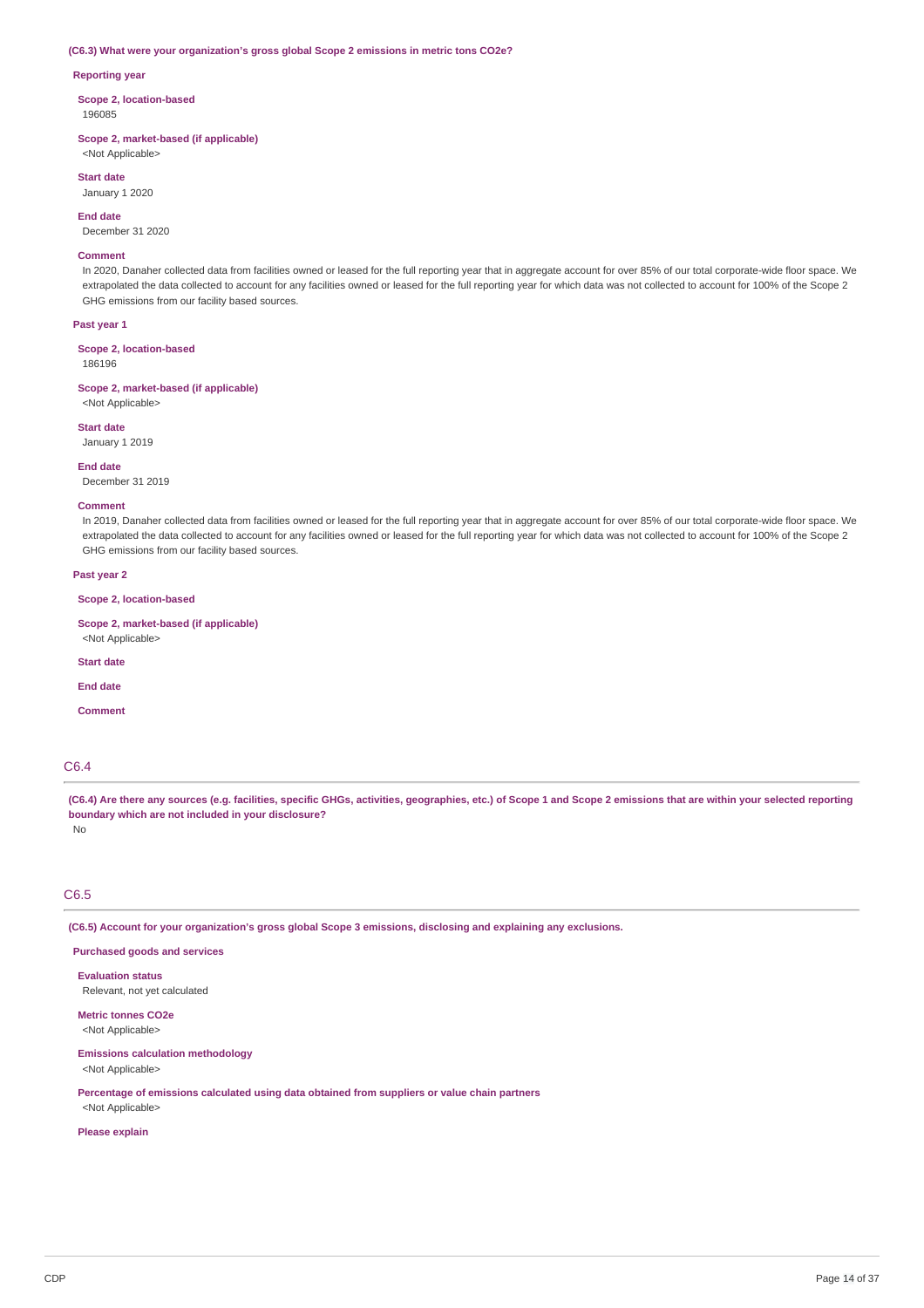**(C6.3) What were your organization's gross global Scope 2 emissions in metric tons CO2e?**

**Reporting year**

**Scope 2, location-based**
196085

**Scope 2, market-based (if applicable)**
<Not Applicable>

**Start date**
January 1 2020

**End date**
December 31 2020

**Comment**
In 2020, Danaher collected data from facilities owned or leased for the full reporting year that in aggregate account for over 85% of our total corporate-wide floor space. We extrapolated the data collected to account for any facilities owned or leased for the full reporting year for which data was not collected to account for 100% of the Scope 2 GHG emissions from our facility based sources.

**Past year 1**

**Scope 2, location-based**
186196

**Scope 2, market-based (if applicable)**
<Not Applicable>

**Start date**
January 1 2019

**End date**
December 31 2019

**Comment**
In 2019, Danaher collected data from facilities owned or leased for the full reporting year that in aggregate account for over 85% of our total corporate-wide floor space. We extrapolated the data collected to account for any facilities owned or leased for the full reporting year for which data was not collected to account for 100% of the Scope 2 GHG emissions from our facility based sources.

**Past year 2**

**Scope 2, location-based**

**Scope 2, market-based (if applicable)**
<Not Applicable>

**Start date**

**End date**

**Comment**

## C6.4

**(C6.4) Are there any sources (e.g. facilities, specific GHGs, activities, geographies, etc.) of Scope 1 and Scope 2 emissions that are within your selected reporting boundary which are not included in your disclosure?**
No

## C6.5

**(C6.5) Account for your organization's gross global Scope 3 emissions, disclosing and explaining any exclusions.**

**Purchased goods and services**

**Evaluation status**
Relevant, not yet calculated

**Metric tonnes CO2e**
<Not Applicable>

**Emissions calculation methodology**
<Not Applicable>

**Percentage of emissions calculated using data obtained from suppliers or value chain partners**
<Not Applicable>

**Please explain**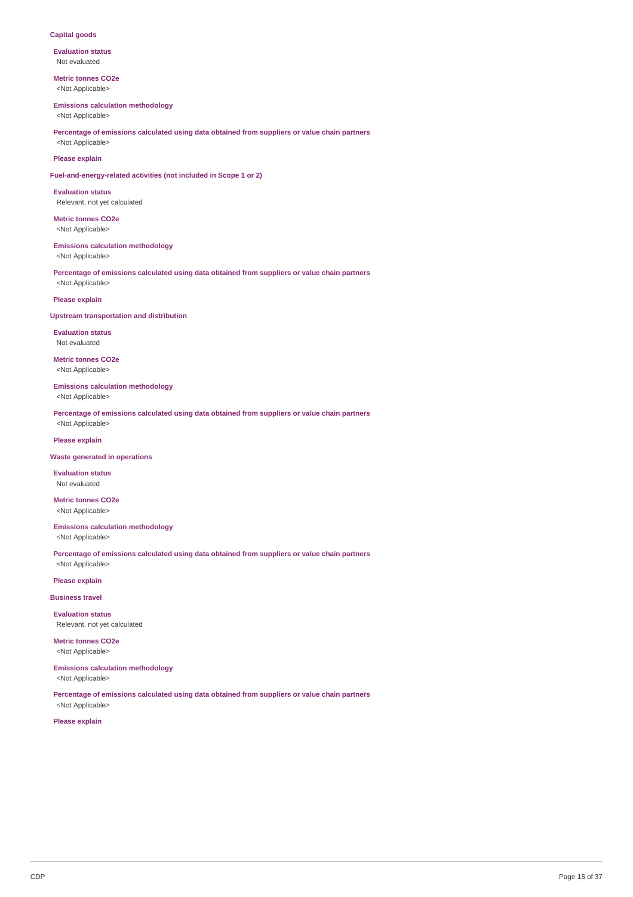**Capital goods**

**Evaluation status**
Not evaluated

**Metric tonnes CO2e**
<Not Applicable>

**Emissions calculation methodology**
<Not Applicable>

**Percentage of emissions calculated using data obtained from suppliers or value chain partners**
<Not Applicable>

**Please explain**

**Fuel-and-energy-related activities (not included in Scope 1 or 2)**

**Evaluation status**
Relevant, not yet calculated

**Metric tonnes CO2e**
<Not Applicable>

**Emissions calculation methodology**
<Not Applicable>

**Percentage of emissions calculated using data obtained from suppliers or value chain partners**
<Not Applicable>

**Please explain**

**Upstream transportation and distribution**

**Evaluation status**
Not evaluated

**Metric tonnes CO2e**
<Not Applicable>

**Emissions calculation methodology**
<Not Applicable>

**Percentage of emissions calculated using data obtained from suppliers or value chain partners**
<Not Applicable>

**Please explain**

**Waste generated in operations**

**Evaluation status**
Not evaluated

**Metric tonnes CO2e**
<Not Applicable>

**Emissions calculation methodology**
<Not Applicable>

**Percentage of emissions calculated using data obtained from suppliers or value chain partners**
<Not Applicable>

**Please explain**

**Business travel**

**Evaluation status**
Relevant, not yet calculated

**Metric tonnes CO2e**
<Not Applicable>

**Emissions calculation methodology**
<Not Applicable>

**Percentage of emissions calculated using data obtained from suppliers or value chain partners**
<Not Applicable>

**Please explain**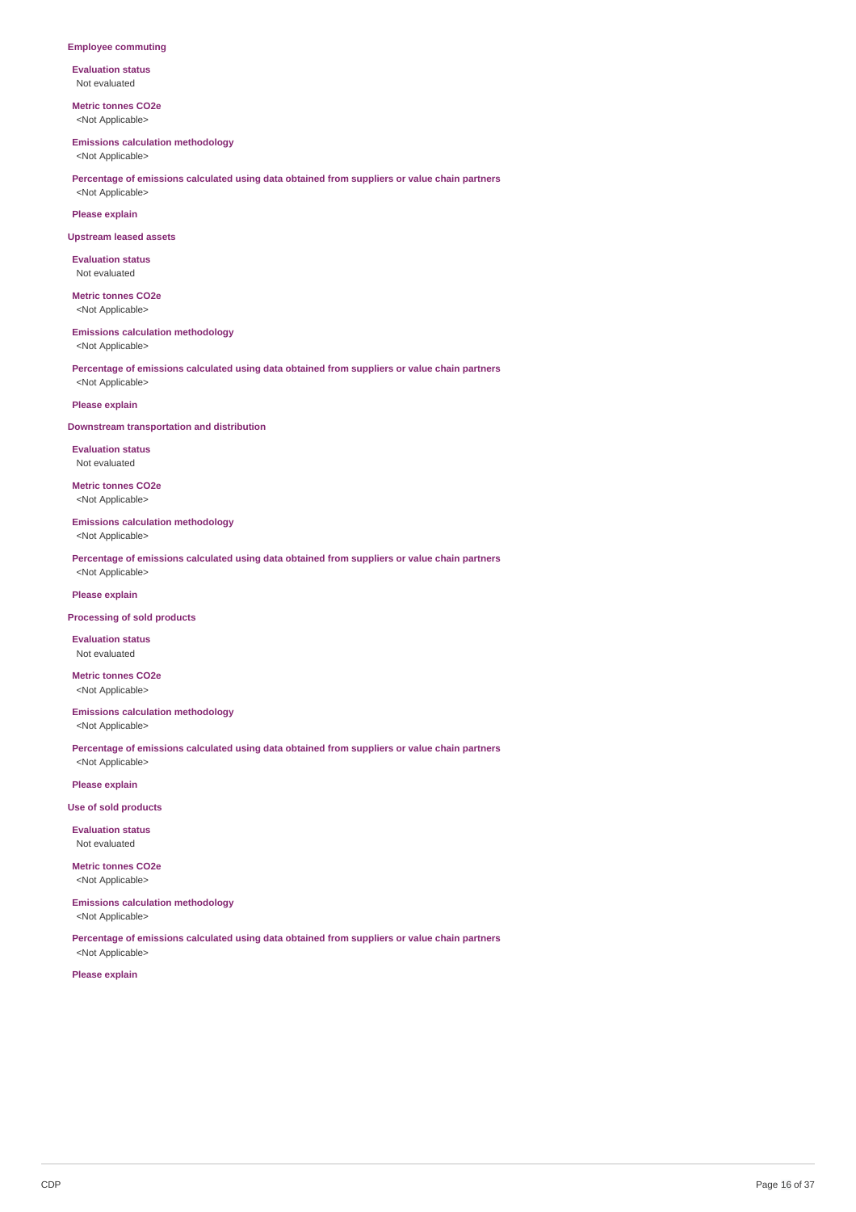**Employee commuting**

**Evaluation status**
Not evaluated

**Metric tonnes CO2e**
<Not Applicable>

**Emissions calculation methodology**
<Not Applicable>

**Percentage of emissions calculated using data obtained from suppliers or value chain partners**
<Not Applicable>

**Please explain**

**Upstream leased assets**

**Evaluation status**
Not evaluated

**Metric tonnes CO2e**
<Not Applicable>

**Emissions calculation methodology**
<Not Applicable>

**Percentage of emissions calculated using data obtained from suppliers or value chain partners**
<Not Applicable>

**Please explain**

**Downstream transportation and distribution**

**Evaluation status**
Not evaluated

**Metric tonnes CO2e**
<Not Applicable>

**Emissions calculation methodology**
<Not Applicable>

**Percentage of emissions calculated using data obtained from suppliers or value chain partners**
<Not Applicable>

**Please explain**

**Processing of sold products**

**Evaluation status**
Not evaluated

**Metric tonnes CO2e**
<Not Applicable>

**Emissions calculation methodology**
<Not Applicable>

**Percentage of emissions calculated using data obtained from suppliers or value chain partners**
<Not Applicable>

**Please explain**

**Use of sold products**

**Evaluation status**
Not evaluated

**Metric tonnes CO2e**
<Not Applicable>

**Emissions calculation methodology**
<Not Applicable>

**Percentage of emissions calculated using data obtained from suppliers or value chain partners**
<Not Applicable>

**Please explain**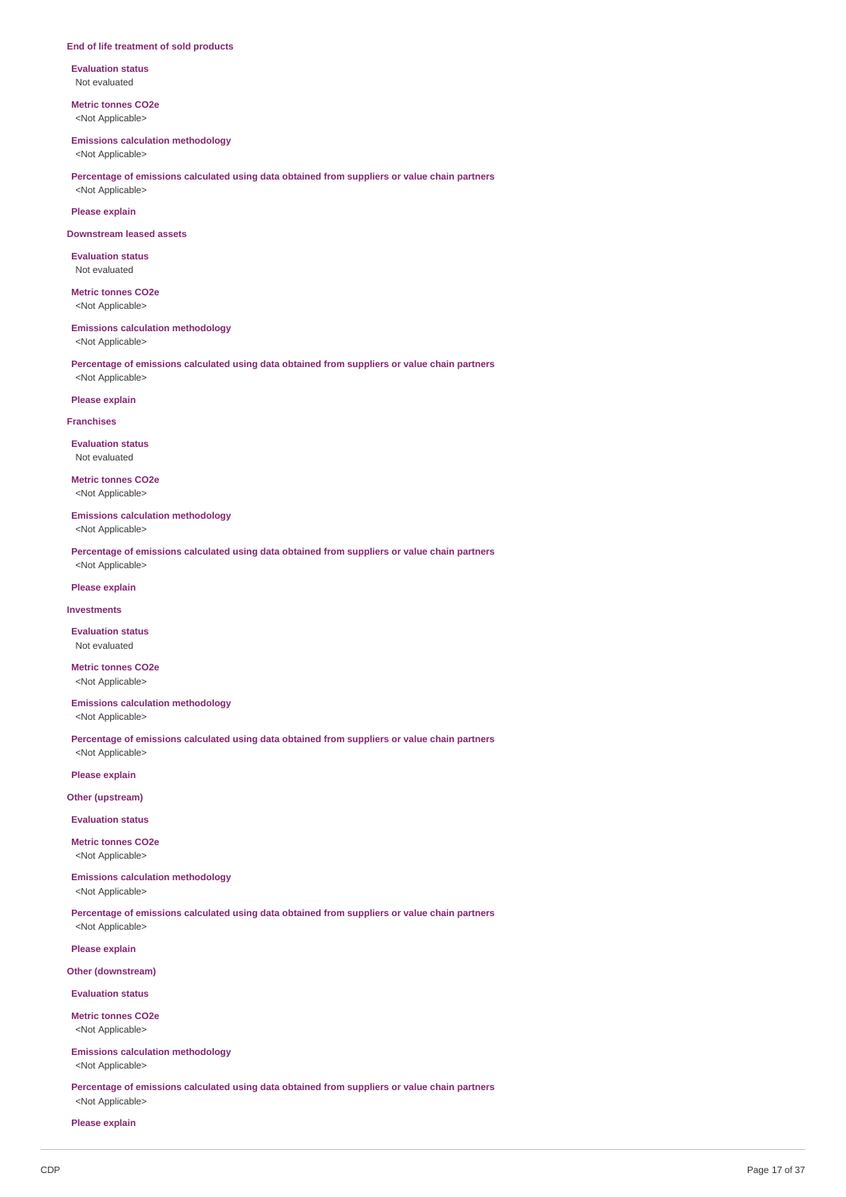**End of life treatment of sold products**

**Evaluation status**
Not evaluated

**Metric tonnes CO2e**
<Not Applicable>

**Emissions calculation methodology**
<Not Applicable>

**Percentage of emissions calculated using data obtained from suppliers or value chain partners**
<Not Applicable>

**Please explain**

**Downstream leased assets**

**Evaluation status**
Not evaluated

**Metric tonnes CO2e**
<Not Applicable>

**Emissions calculation methodology**
<Not Applicable>

**Percentage of emissions calculated using data obtained from suppliers or value chain partners**
<Not Applicable>

**Please explain**

**Franchises**

**Evaluation status**
Not evaluated

**Metric tonnes CO2e**
<Not Applicable>

**Emissions calculation methodology**
<Not Applicable>

**Percentage of emissions calculated using data obtained from suppliers or value chain partners**
<Not Applicable>

**Please explain**

**Investments**

**Evaluation status**
Not evaluated

**Metric tonnes CO2e**
<Not Applicable>

**Emissions calculation methodology**
<Not Applicable>

**Percentage of emissions calculated using data obtained from suppliers or value chain partners**
<Not Applicable>

**Please explain**

**Other (upstream)**

**Evaluation status**

**Metric tonnes CO2e**
<Not Applicable>

**Emissions calculation methodology**
<Not Applicable>

**Percentage of emissions calculated using data obtained from suppliers or value chain partners**
<Not Applicable>

**Please explain**

**Other (downstream)**

**Evaluation status**

**Metric tonnes CO2e**
<Not Applicable>

**Emissions calculation methodology**
<Not Applicable>

**Percentage of emissions calculated using data obtained from suppliers or value chain partners**
<Not Applicable>

**Please explain**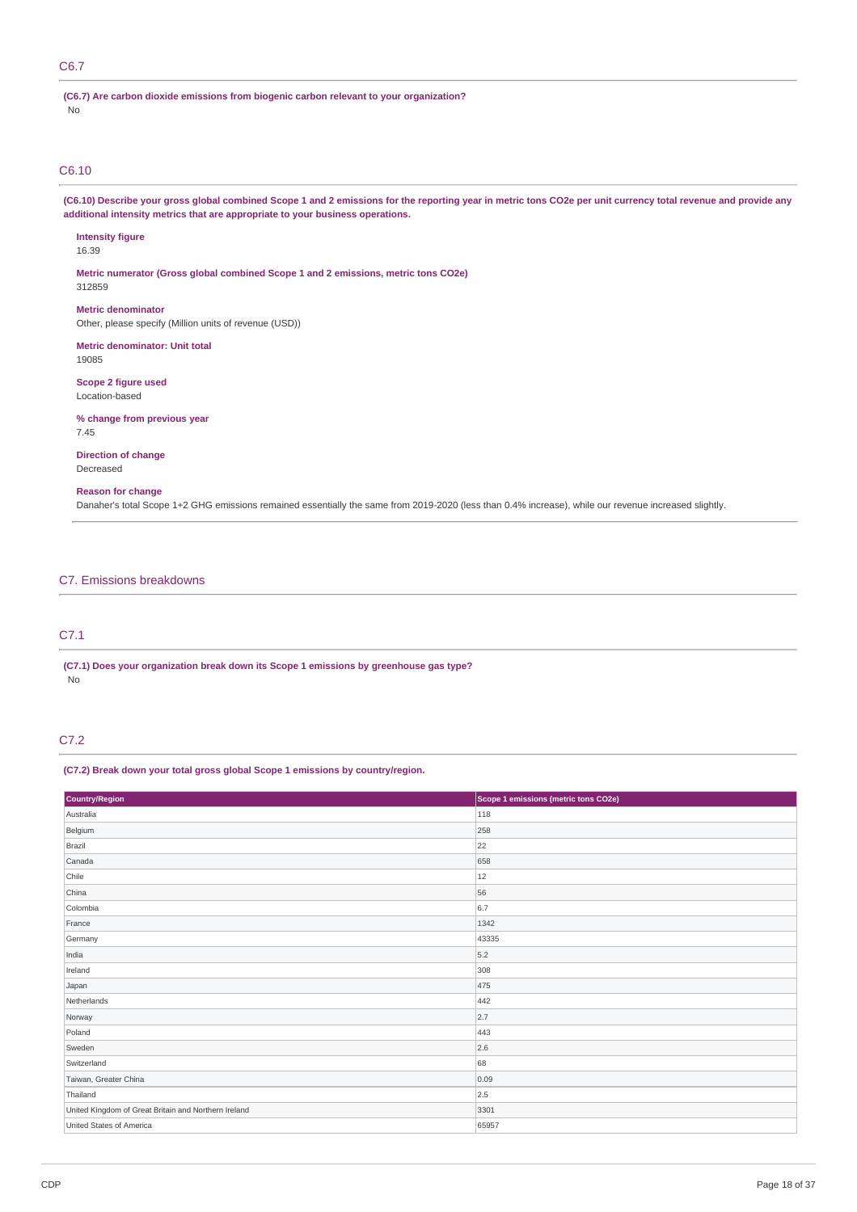## C6.7

**(C6.7) Are carbon dioxide emissions from biogenic carbon relevant to your organization?**

No

## C6.10

**(C6.10) Describe your gross global combined Scope 1 and 2 emissions for the reporting year in metric tons CO2e per unit currency total revenue and provide any additional intensity metrics that are appropriate to your business operations.**

**Intensity figure**

16.39

**Metric numerator (Gross global combined Scope 1 and 2 emissions, metric tons CO2e)**

312859

**Metric denominator**

Other, please specify (Million units of revenue (USD))

**Metric denominator: Unit total**

19085

**Scope 2 figure used**

Location-based

**% change from previous year**

7.45

**Direction of change**

Decreased

**Reason for change**

Danaher's total Scope 1+2 GHG emissions remained essentially the same from 2019-2020 (less than 0.4% increase), while our revenue increased slightly.

# C7. Emissions breakdowns

## C7.1

**(C7.1) Does your organization break down its Scope 1 emissions by greenhouse gas type?**

No

## C7.2

**(C7.2) Break down your total gross global Scope 1 emissions by country/region.**

| Country/Region | Scope 1 emissions (metric tons CO2e) |
| --- | --- |
| Australia | 118 |
| Belgium | 258 |
| Brazil | 22 |
| Canada | 658 |
| Chile | 12 |
| China | 56 |
| Colombia | 6.7 |
| France | 1342 |
| Germany | 43335 |
| India | 5.2 |
| Ireland | 308 |
| Japan | 475 |
| Netherlands | 442 |
| Norway | 2.7 |
| Poland | 443 |
| Sweden | 2.6 |
| Switzerland | 68 |
| Taiwan, Greater China | 0.09 |
| Thailand | 2.5 |
| United Kingdom of Great Britain and Northern Ireland | 3301 |
| United States of America | 65957 |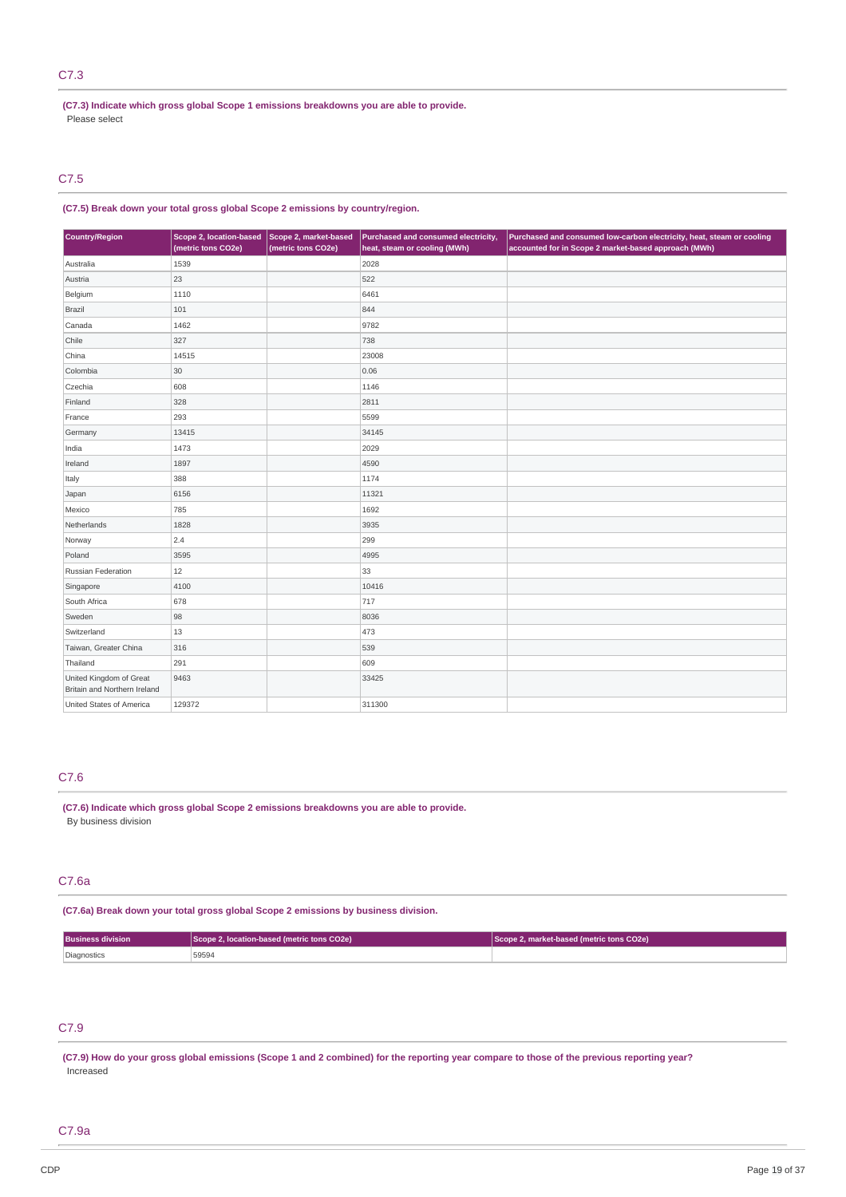## C7.3

**(C7.3) Indicate which gross global Scope 1 emissions breakdowns you are able to provide.**

Please select

## C7.5

**(C7.5) Break down your total gross global Scope 2 emissions by country/region.**

| Country/Region | Scope 2, location-based (metric tons CO2e) | Scope 2, market-based (metric tons CO2e) | Purchased and consumed electricity, heat, steam or cooling (MWh) | Purchased and consumed low-carbon electricity, heat, steam or cooling accounted for in Scope 2 market-based approach (MWh) |
|---|---|---|---|---|
| Australia | 1539 | | 2028 | |
| Austria | 23 | | 522 | |
| Belgium | 1110 | | 6461 | |
| Brazil | 101 | | 844 | |
| Canada | 1462 | | 9782 | |
| Chile | 327 | | 738 | |
| China | 14515 | | 23008 | |
| Colombia | 30 | | 0.06 | |
| Czechia | 608 | | 1146 | |
| Finland | 328 | | 2811 | |
| France | 293 | | 5599 | |
| Germany | 13415 | | 34145 | |
| India | 1473 | | 2029 | |
| Ireland | 1897 | | 4590 | |
| Italy | 388 | | 1174 | |
| Japan | 6156 | | 11321 | |
| Mexico | 785 | | 1692 | |
| Netherlands | 1828 | | 3935 | |
| Norway | 2.4 | | 299 | |
| Poland | 3595 | | 4995 | |
| Russian Federation | 12 | | 33 | |
| Singapore | 4100 | | 10416 | |
| South Africa | 678 | | 717 | |
| Sweden | 98 | | 8036 | |
| Switzerland | 13 | | 473 | |
| Taiwan, Greater China | 316 | | 539 | |
| Thailand | 291 | | 609 | |
| United Kingdom of Great Britain and Northern Ireland | 9463 | | 33425 | |
| United States of America | 129372 | | 311300 | |

## C7.6

**(C7.6) Indicate which gross global Scope 2 emissions breakdowns you are able to provide.**

By business division

## C7.6a

**(C7.6a) Break down your total gross global Scope 2 emissions by business division.**

| Business division | Scope 2, location-based (metric tons CO2e) | Scope 2, market-based (metric tons CO2e) |
|---|---|---|
| Diagnostics | 59594 | |

## C7.9

**(C7.9) How do your gross global emissions (Scope 1 and 2 combined) for the reporting year compare to those of the previous reporting year?**

Increased

## C7.9a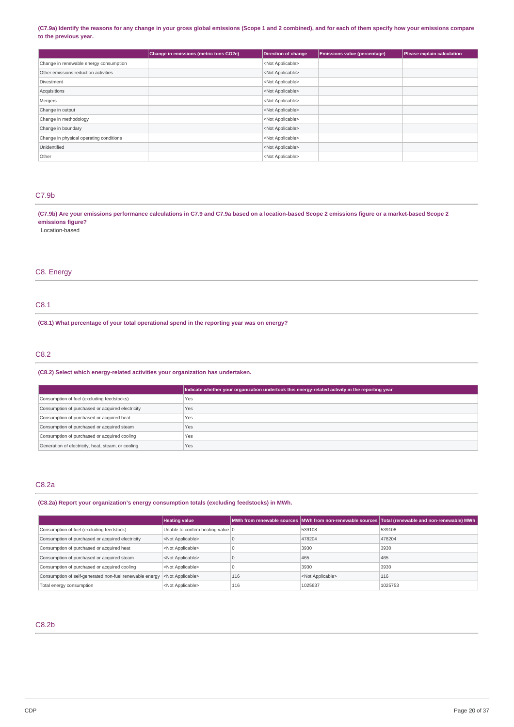**(C7.9a) Identify the reasons for any change in your gross global emissions (Scope 1 and 2 combined), and for each of them specify how your emissions compare to the previous year.**

| | Change in emissions (metric tons CO2e) | Direction of change | Emissions value (percentage) | Please explain calculation |
|---|---|---|---|---|
| Change in renewable energy consumption | | <Not Applicable> | | |
| Other emissions reduction activities | | <Not Applicable> | | |
| Divestment | | <Not Applicable> | | |
| Acquisitions | | <Not Applicable> | | |
| Mergers | | <Not Applicable> | | |
| Change in output | | <Not Applicable> | | |
| Change in methodology | | <Not Applicable> | | |
| Change in boundary | | <Not Applicable> | | |
| Change in physical operating conditions | | <Not Applicable> | | |
| Unidentified | | <Not Applicable> | | |
| Other | | <Not Applicable> | | |

## C7.9b

**(C7.9b) Are your emissions performance calculations in C7.9 and C7.9a based on a location-based Scope 2 emissions figure or a market-based Scope 2 emissions figure?**

Location-based

# C8. Energy

## C8.1

**(C8.1) What percentage of your total operational spend in the reporting year was on energy?**

## C8.2

**(C8.2) Select which energy-related activities your organization has undertaken.**

| | Indicate whether your organization undertook this energy-related activity in the reporting year |
|---|---|
| Consumption of fuel (excluding feedstocks) | Yes |
| Consumption of purchased or acquired electricity | Yes |
| Consumption of purchased or acquired heat | Yes |
| Consumption of purchased or acquired steam | Yes |
| Consumption of purchased or acquired cooling | Yes |
| Generation of electricity, heat, steam, or cooling | Yes |

## C8.2a

**(C8.2a) Report your organization's energy consumption totals (excluding feedstocks) in MWh.**

| | Heating value | MWh from renewable sources | MWh from non-renewable sources | Total (renewable and non-renewable) MWh |
|---|---|---|---|---|
| Consumption of fuel (excluding feedstocks) | Unable to confirm heating value | 0 | 539108 | 539108 |
| Consumption of purchased or acquired electricity | <Not Applicable> | 0 | 478204 | 478204 |
| Consumption of purchased or acquired heat | <Not Applicable> | 0 | 3930 | 3930 |
| Consumption of purchased or acquired steam | <Not Applicable> | 0 | 465 | 465 |
| Consumption of purchased or acquired cooling | <Not Applicable> | 0 | 3930 | 3930 |
| Consumption of self-generated non-fuel renewable energy | <Not Applicable> | 116 | <Not Applicable> | 116 |
| Total energy consumption | <Not Applicable> | 116 | 1025637 | 1025753 |

## C8.2b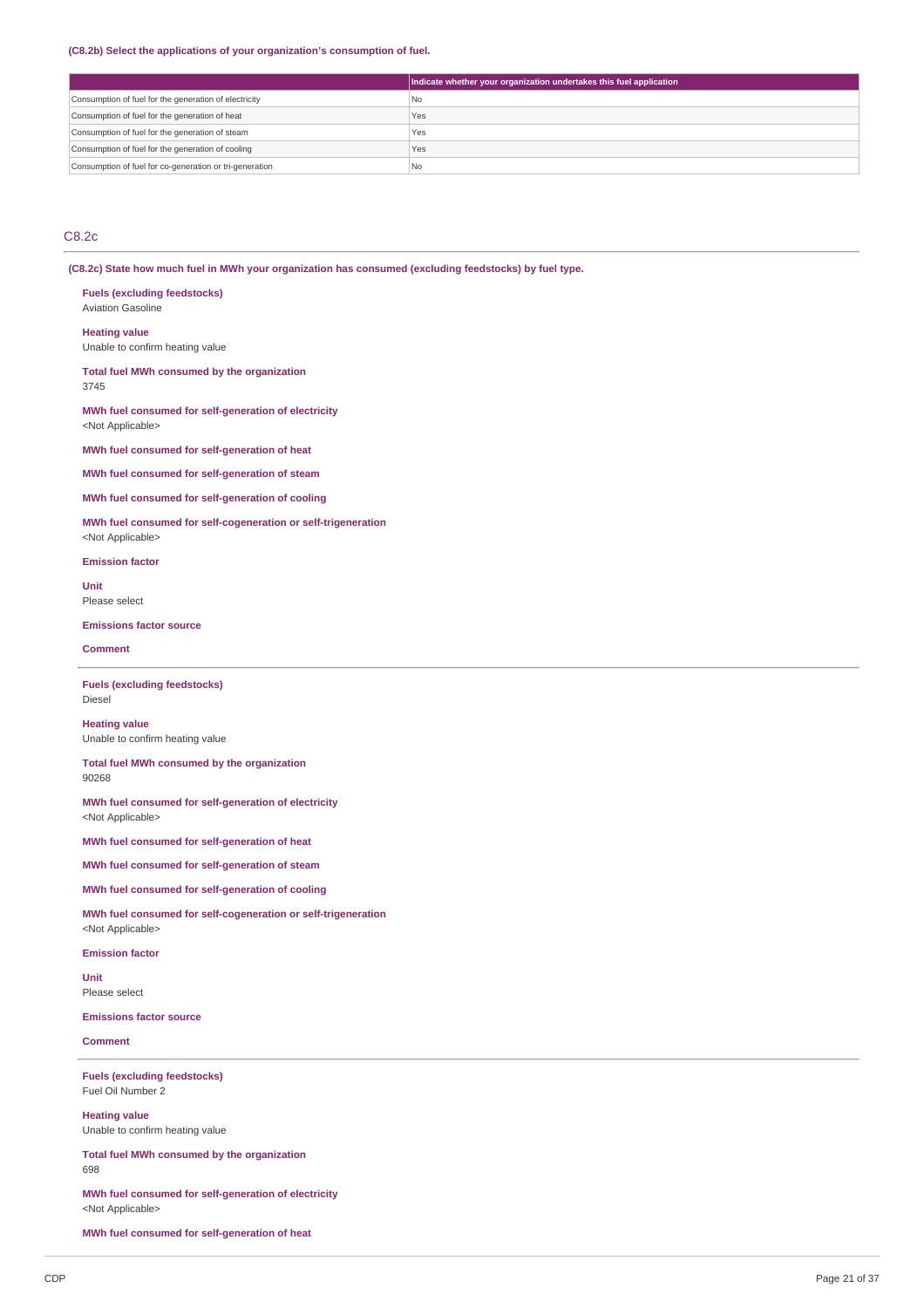**(C8.2b) Select the applications of your organization's consumption of fuel.**

| | Indicate whether your organization undertakes this fuel application |
|---|---|
| Consumption of fuel for the generation of electricity | No |
| Consumption of fuel for the generation of heat | Yes |
| Consumption of fuel for the generation of steam | Yes |
| Consumption of fuel for the generation of cooling | Yes |
| Consumption of fuel for co-generation or tri-generation | No |

## C8.2c

**(C8.2c) State how much fuel in MWh your organization has consumed (excluding feedstocks) by fuel type.**

**Fuels (excluding feedstocks)**
Aviation Gasoline

**Heating value**
Unable to confirm heating value

**Total fuel MWh consumed by the organization**
3745

**MWh fuel consumed for self-generation of electricity**
<Not Applicable>

**MWh fuel consumed for self-generation of heat**

**MWh fuel consumed for self-generation of steam**

**MWh fuel consumed for self-generation of cooling**

**MWh fuel consumed for self-cogeneration or self-trigeneration**
<Not Applicable>

**Emission factor**

**Unit**
Please select

**Emissions factor source**

**Comment**

---

**Fuels (excluding feedstocks)**
Diesel

**Heating value**
Unable to confirm heating value

**Total fuel MWh consumed by the organization**
90268

**MWh fuel consumed for self-generation of electricity**
<Not Applicable>

**MWh fuel consumed for self-generation of heat**

**MWh fuel consumed for self-generation of steam**

**MWh fuel consumed for self-generation of cooling**

**MWh fuel consumed for self-cogeneration or self-trigeneration**
<Not Applicable>

**Emission factor**

**Unit**
Please select

**Emissions factor source**

**Comment**

---

**Fuels (excluding feedstocks)**
Fuel Oil Number 2

**Heating value**
Unable to confirm heating value

**Total fuel MWh consumed by the organization**
698

**MWh fuel consumed for self-generation of electricity**
<Not Applicable>

**MWh fuel consumed for self-generation of heat**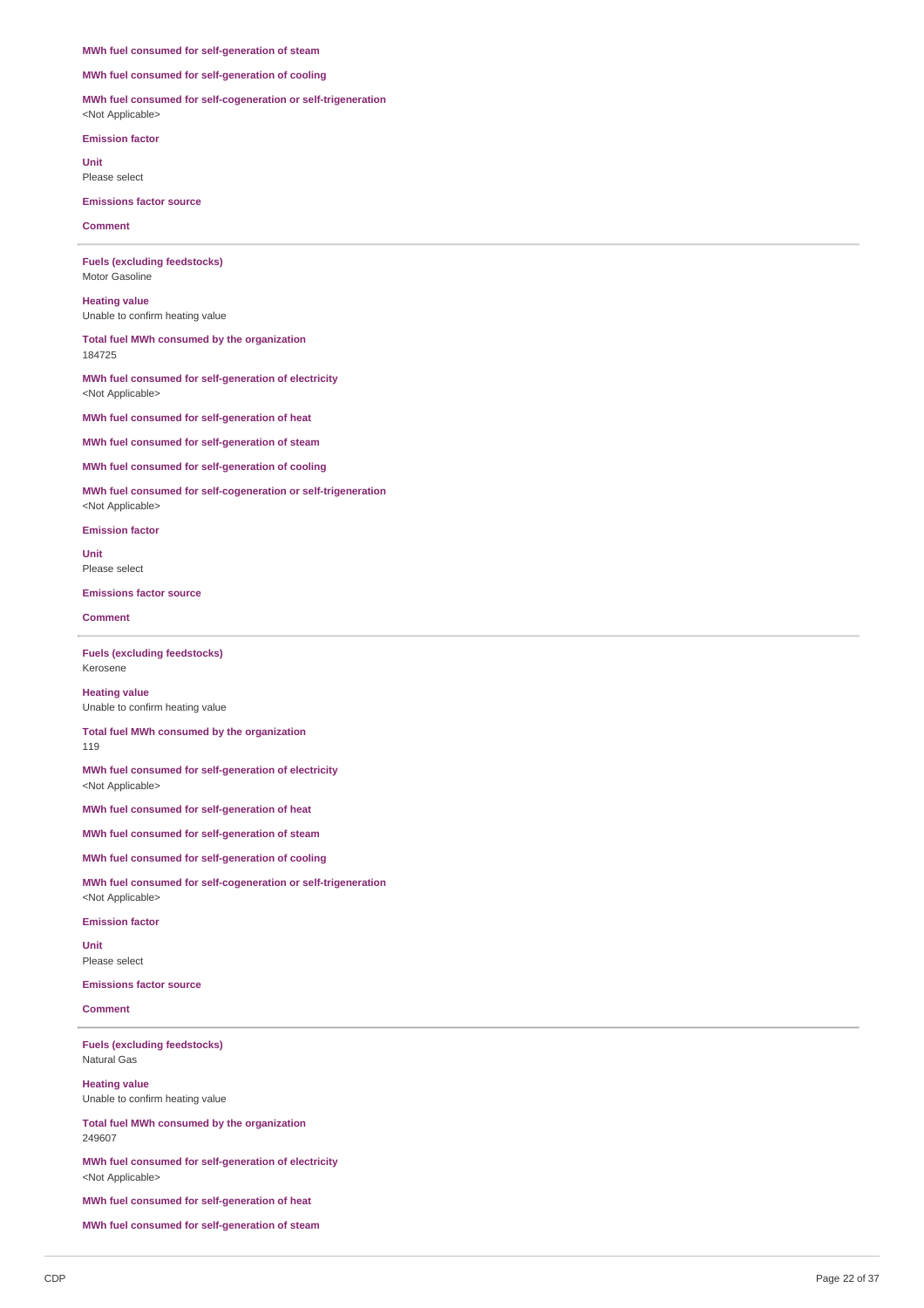**MWh fuel consumed for self-generation of steam**

**MWh fuel consumed for self-generation of cooling**

**MWh fuel consumed for self-cogeneration or self-trigeneration**
<Not Applicable>

**Emission factor**

**Unit**
Please select

**Emissions factor source**

**Comment**

---

**Fuels (excluding feedstocks)**
Motor Gasoline

**Heating value**
Unable to confirm heating value

**Total fuel MWh consumed by the organization**
184725

**MWh fuel consumed for self-generation of electricity**
<Not Applicable>

**MWh fuel consumed for self-generation of heat**

**MWh fuel consumed for self-generation of steam**

**MWh fuel consumed for self-generation of cooling**

**MWh fuel consumed for self-cogeneration or self-trigeneration**
<Not Applicable>

**Emission factor**

**Unit**
Please select

**Emissions factor source**

**Comment**

---

**Fuels (excluding feedstocks)**
Kerosene

**Heating value**
Unable to confirm heating value

**Total fuel MWh consumed by the organization**
119

**MWh fuel consumed for self-generation of electricity**
<Not Applicable>

**MWh fuel consumed for self-generation of heat**

**MWh fuel consumed for self-generation of steam**

**MWh fuel consumed for self-generation of cooling**

**MWh fuel consumed for self-cogeneration or self-trigeneration**
<Not Applicable>

**Emission factor**

**Unit**
Please select

**Emissions factor source**

**Comment**

---

**Fuels (excluding feedstocks)**
Natural Gas

**Heating value**
Unable to confirm heating value

**Total fuel MWh consumed by the organization**
249607

**MWh fuel consumed for self-generation of electricity**
<Not Applicable>

**MWh fuel consumed for self-generation of heat**

**MWh fuel consumed for self-generation of steam**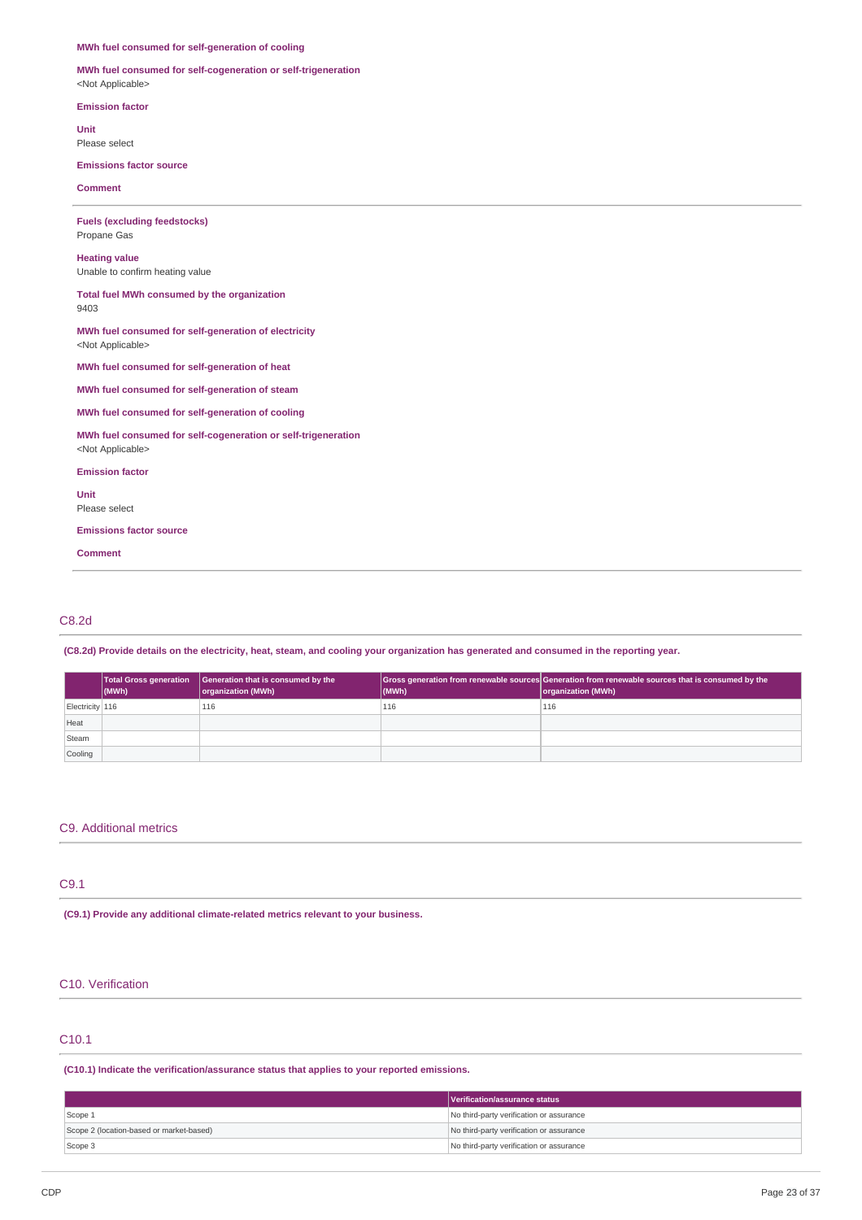**MWh fuel consumed for self-generation of cooling**

**MWh fuel consumed for self-cogeneration or self-trigeneration**
<Not Applicable>

**Emission factor**

**Unit**
Please select

**Emissions factor source**

**Comment**

---

**Fuels (excluding feedstocks)**
Propane Gas

**Heating value**
Unable to confirm heating value

**Total fuel MWh consumed by the organization**
9403

**MWh fuel consumed for self-generation of electricity**
<Not Applicable>

**MWh fuel consumed for self-generation of heat**

**MWh fuel consumed for self-generation of steam**

**MWh fuel consumed for self-generation of cooling**

**MWh fuel consumed for self-cogeneration or self-trigeneration**
<Not Applicable>

**Emission factor**

**Unit**
Please select

**Emissions factor source**

**Comment**

---

## C8.2d

**(C8.2d) Provide details on the electricity, heat, steam, and cooling your organization has generated and consumed in the reporting year.**

| | Total Gross generation (MWh) | Generation that is consumed by the organization (MWh) | Gross generation from renewable sources (MWh) | Generation from renewable sources that is consumed by the organization (MWh) |
|---|---|---|---|---|
| Electricity | 116 | 116 | 116 | 116 |
| Heat | | | | |
| Steam | | | | |
| Cooling | | | | |

# C9. Additional metrics

## C9.1

**(C9.1) Provide any additional climate-related metrics relevant to your business.**

# C10. Verification

## C10.1

**(C10.1) Indicate the verification/assurance status that applies to your reported emissions.**

| | Verification/assurance status |
|---|---|
| Scope 1 | No third-party verification or assurance |
| Scope 2 (location-based or market-based) | No third-party verification or assurance |
| Scope 3 | No third-party verification or assurance |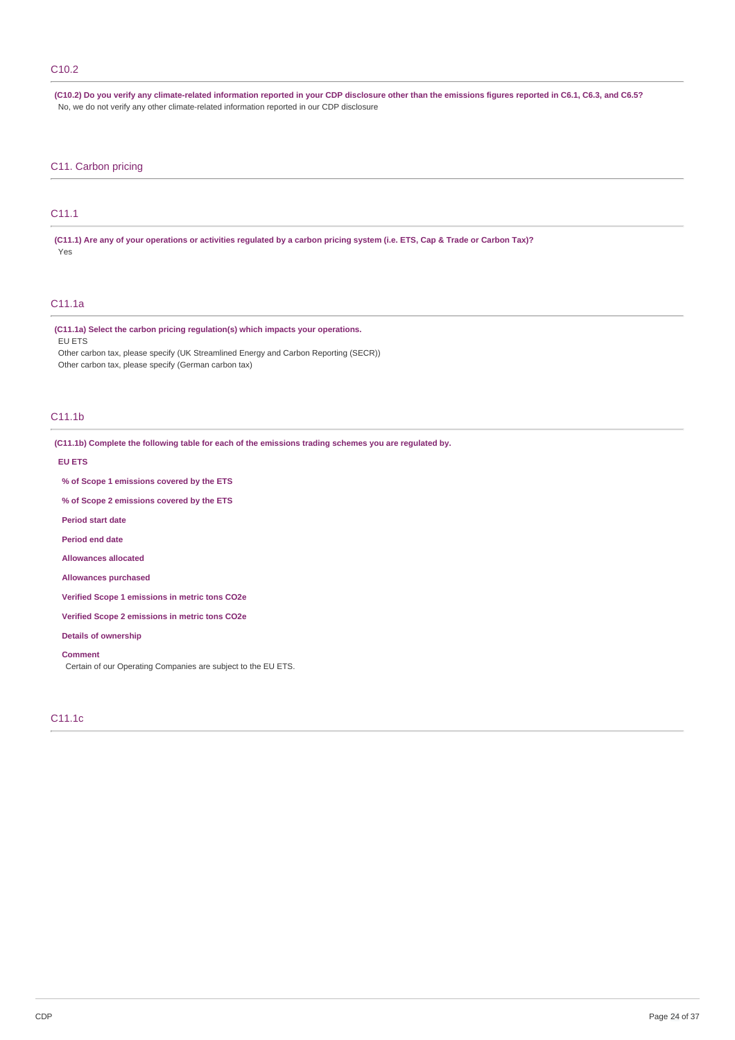## C10.2

**(C10.2) Do you verify any climate-related information reported in your CDP disclosure other than the emissions figures reported in C6.1, C6.3, and C6.5?**

No, we do not verify any other climate-related information reported in our CDP disclosure

# C11. Carbon pricing

## C11.1

**(C11.1) Are any of your operations or activities regulated by a carbon pricing system (i.e. ETS, Cap & Trade or Carbon Tax)?**

Yes

## C11.1a

**(C11.1a) Select the carbon pricing regulation(s) which impacts your operations.**

EU ETS

Other carbon tax, please specify (UK Streamlined Energy and Carbon Reporting (SECR))

Other carbon tax, please specify (German carbon tax)

## C11.1b

**(C11.1b) Complete the following table for each of the emissions trading schemes you are regulated by.**

**EU ETS**

**% of Scope 1 emissions covered by the ETS**

**% of Scope 2 emissions covered by the ETS**

**Period start date**

**Period end date**

**Allowances allocated**

**Allowances purchased**

**Verified Scope 1 emissions in metric tons CO2e**

**Verified Scope 2 emissions in metric tons CO2e**

**Details of ownership**

**Comment**

Certain of our Operating Companies are subject to the EU ETS.

## C11.1c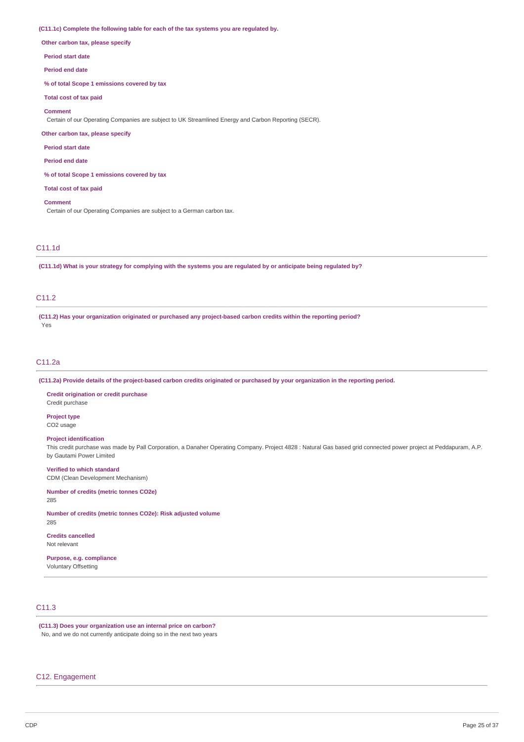**(C11.1c) Complete the following table for each of the tax systems you are regulated by.**

**Other carbon tax, please specify**

**Period start date**

**Period end date**

**% of total Scope 1 emissions covered by tax**

**Total cost of tax paid**

**Comment**

Certain of our Operating Companies are subject to UK Streamlined Energy and Carbon Reporting (SECR).

**Other carbon tax, please specify**

**Period start date**

**Period end date**

**% of total Scope 1 emissions covered by tax**

**Total cost of tax paid**

**Comment**

Certain of our Operating Companies are subject to a German carbon tax.

## C11.1d

**(C11.1d) What is your strategy for complying with the systems you are regulated by or anticipate being regulated by?**

## C11.2

**(C11.2) Has your organization originated or purchased any project-based carbon credits within the reporting period?**

Yes

## C11.2a

**(C11.2a) Provide details of the project-based carbon credits originated or purchased by your organization in the reporting period.**

**Credit origination or credit purchase**

Credit purchase

**Project type**

CO2 usage

**Project identification**

This credit purchase was made by Pall Corporation, a Danaher Operating Company. Project 4828 : Natural Gas based grid connected power project at Peddapuram, A.P. by Gautami Power Limited

**Verified to which standard**

CDM (Clean Development Mechanism)

**Number of credits (metric tonnes CO2e)**

285

**Number of credits (metric tonnes CO2e): Risk adjusted volume**

285

**Credits cancelled**

Not relevant

**Purpose, e.g. compliance**

Voluntary Offsetting

## C11.3

**(C11.3) Does your organization use an internal price on carbon?**

No, and we do not currently anticipate doing so in the next two years

# C12. Engagement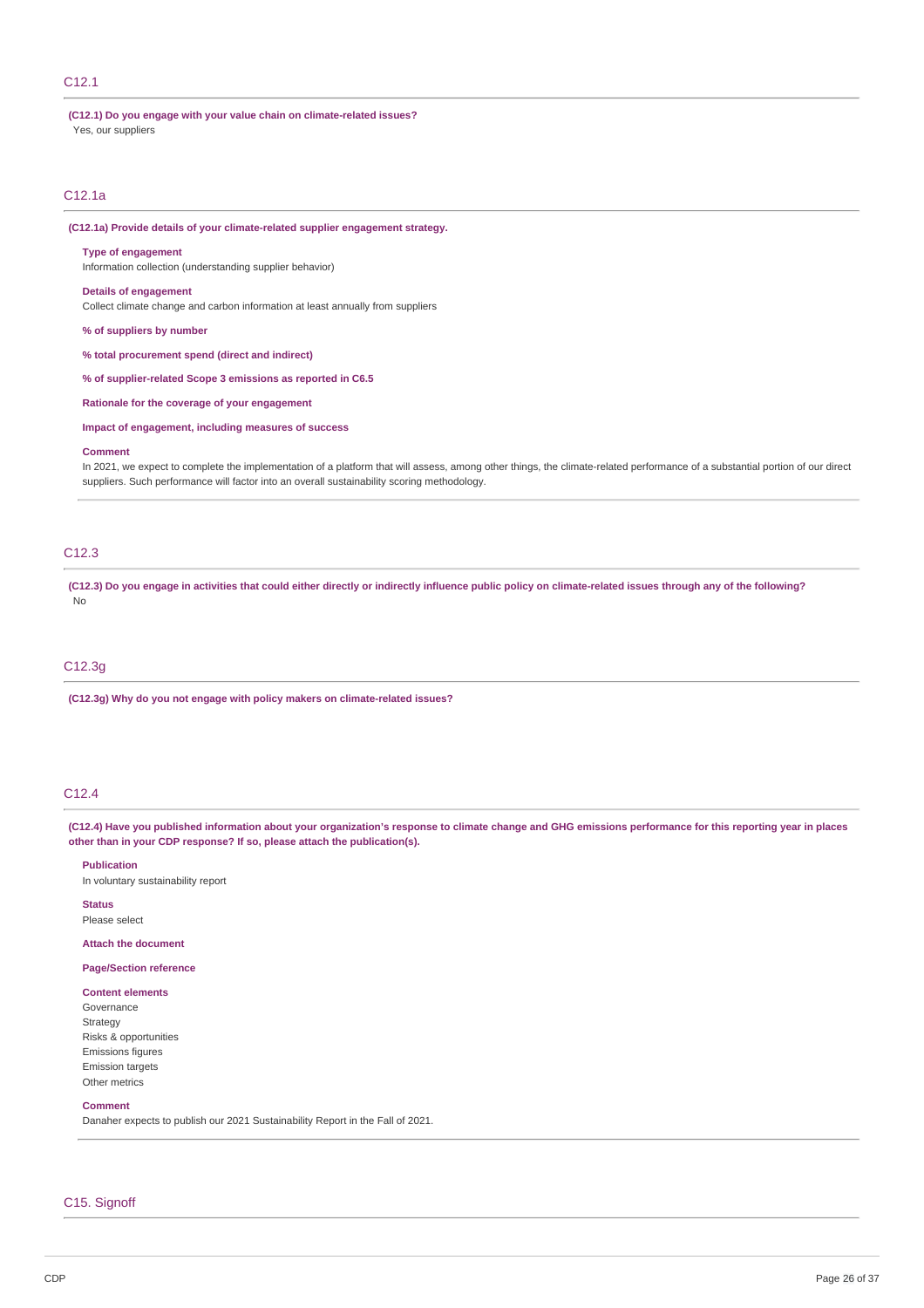## C12.1

**(C12.1) Do you engage with your value chain on climate-related issues?**
Yes, our suppliers

## C12.1a

**(C12.1a) Provide details of your climate-related supplier engagement strategy.**

**Type of engagement**
Information collection (understanding supplier behavior)

**Details of engagement**
Collect climate change and carbon information at least annually from suppliers

**% of suppliers by number**

**% total procurement spend (direct and indirect)**

**% of supplier-related Scope 3 emissions as reported in C6.5**

**Rationale for the coverage of your engagement**

**Impact of engagement, including measures of success**

**Comment**
In 2021, we expect to complete the implementation of a platform that will assess, among other things, the climate-related performance of a substantial portion of our direct suppliers. Such performance will factor into an overall sustainability scoring methodology.

## C12.3

**(C12.3) Do you engage in activities that could either directly or indirectly influence public policy on climate-related issues through any of the following?**
No

## C12.3g

**(C12.3g) Why do you not engage with policy makers on climate-related issues?**

## C12.4

**(C12.4) Have you published information about your organization's response to climate change and GHG emissions performance for this reporting year in places other than in your CDP response? If so, please attach the publication(s).**

**Publication**
In voluntary sustainability report

**Status**
Please select

**Attach the document**

**Page/Section reference**

**Content elements**
Governance
Strategy
Risks & opportunities
Emissions figures
Emission targets
Other metrics

**Comment**
Danaher expects to publish our 2021 Sustainability Report in the Fall of 2021.

## C15. Signoff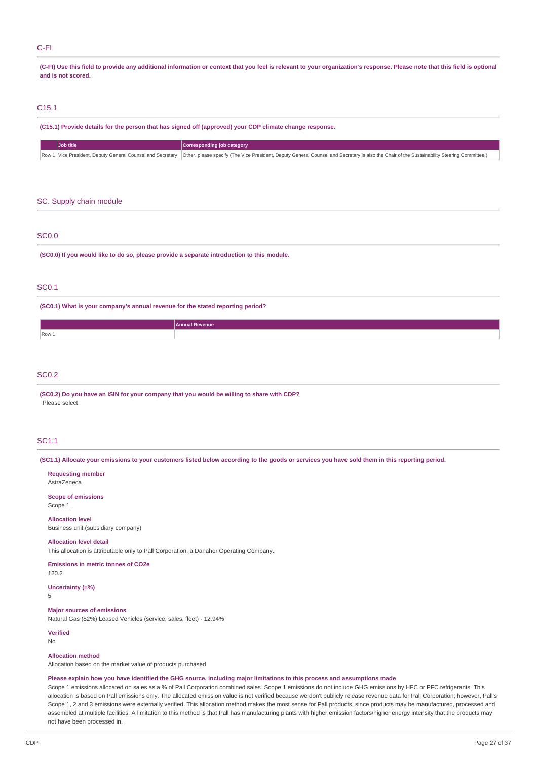## C-FI

**(C-FI) Use this field to provide any additional information or context that you feel is relevant to your organization's response. Please note that this field is optional and is not scored.**

## C15.1

**(C15.1) Provide details for the person that has signed off (approved) your CDP climate change response.**

| | Job title | Corresponding job category |
|---|---|---|
| Row 1 | Vice President, Deputy General Counsel and Secretary | Other, please specify (The Vice President, Deputy General Counsel and Secretary is also the Chair of the Sustainability Steering Committee.) |

## SC. Supply chain module

## SC0.0

**(SC0.0) If you would like to do so, please provide a separate introduction to this module.**

## SC0.1

**(SC0.1) What is your company's annual revenue for the stated reporting period?**

| | Annual Revenue |
|---|---|
| Row 1 | |

## SC0.2

**(SC0.2) Do you have an ISIN for your company that you would be willing to share with CDP?**

Please select

## SC1.1

**(SC1.1) Allocate your emissions to your customers listed below according to the goods or services you have sold them in this reporting period.**

**Requesting member**
AstraZeneca

**Scope of emissions**
Scope 1

**Allocation level**
Business unit (subsidiary company)

**Allocation level detail**
This allocation is attributable only to Pall Corporation, a Danaher Operating Company.

**Emissions in metric tonnes of CO2e**
120.2

**Uncertainty (±%)**
5

**Major sources of emissions**
Natural Gas (82%) Leased Vehicles (service, sales, fleet) - 12.94%

**Verified**
No

**Allocation method**
Allocation based on the market value of products purchased

**Please explain how you have identified the GHG source, including major limitations to this process and assumptions made**
Scope 1 emissions allocated on sales as a % of Pall Corporation combined sales. Scope 1 emissions do not include GHG emissions by HFC or PFC refrigerants. This allocation is based on Pall emissions only. The allocated emission value is not verified because we don't publicly release revenue data for Pall Corporation; however, Pall's Scope 1, 2 and 3 emissions were externally verified. This allocation method makes the most sense for Pall products, since products may be manufactured, processed and assembled at multiple facilities. A limitation to this method is that Pall has manufacturing plants with higher emission factors/higher energy intensity that the products may not have been processed in.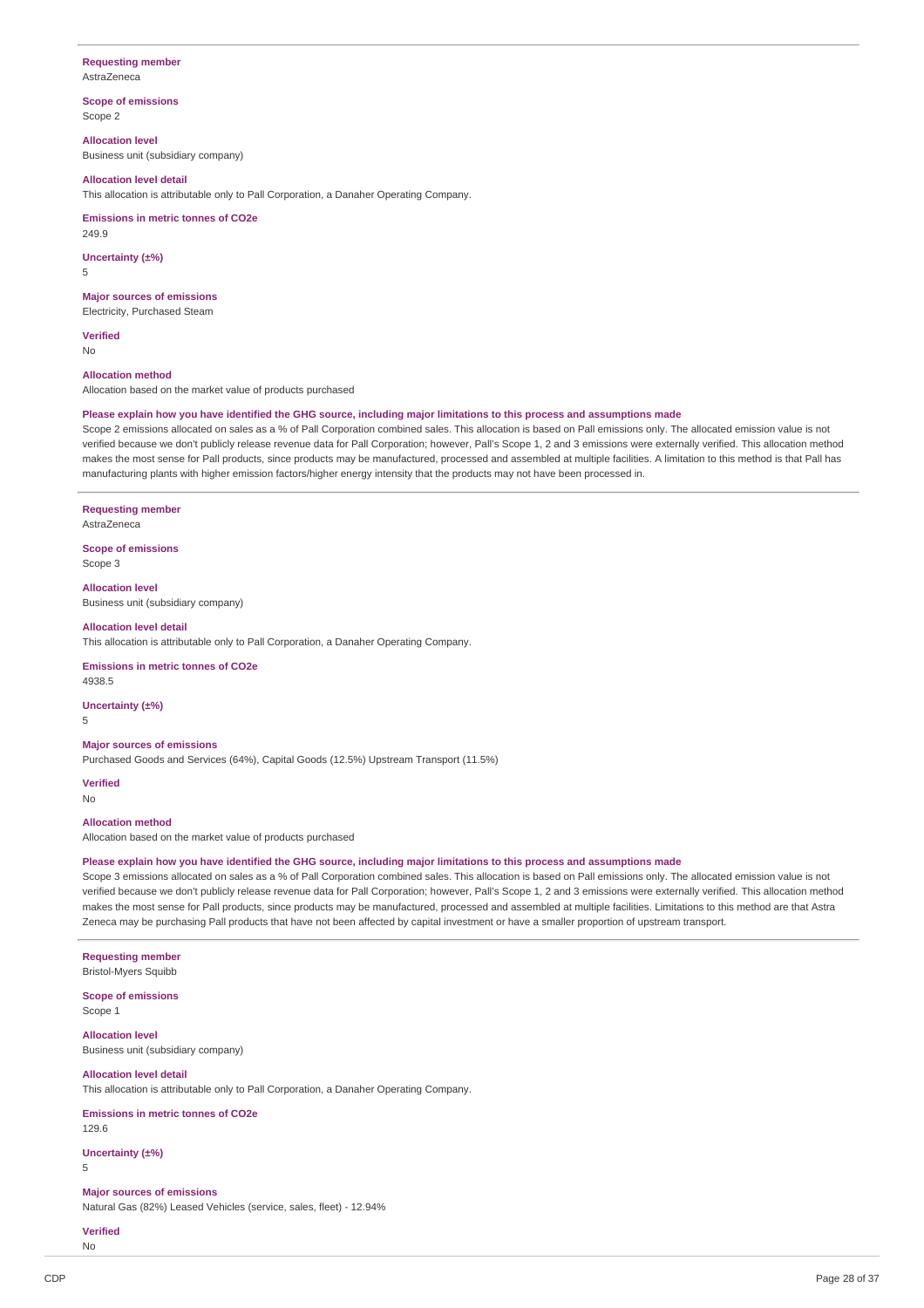**Requesting member**
AstraZeneca

**Scope of emissions**
Scope 2

**Allocation level**
Business unit (subsidiary company)

**Allocation level detail**
This allocation is attributable only to Pall Corporation, a Danaher Operating Company.

**Emissions in metric tonnes of CO2e**
249.9

**Uncertainty (±%)**
5

**Major sources of emissions**
Electricity, Purchased Steam

**Verified**
No

**Allocation method**
Allocation based on the market value of products purchased

**Please explain how you have identified the GHG source, including major limitations to this process and assumptions made**
Scope 2 emissions allocated on sales as a % of Pall Corporation combined sales. This allocation is based on Pall emissions only. The allocated emission value is not verified because we don't publicly release revenue data for Pall Corporation; however, Pall's Scope 1, 2 and 3 emissions were externally verified. This allocation method makes the most sense for Pall products, since products may be manufactured, processed and assembled at multiple facilities. A limitation to this method is that Pall has manufacturing plants with higher emission factors/higher energy intensity that the products may not have been processed in.

---

**Requesting member**
AstraZeneca

**Scope of emissions**
Scope 3

**Allocation level**
Business unit (subsidiary company)

**Allocation level detail**
This allocation is attributable only to Pall Corporation, a Danaher Operating Company.

**Emissions in metric tonnes of CO2e**
4938.5

**Uncertainty (±%)**
5

**Major sources of emissions**
Purchased Goods and Services (64%), Capital Goods (12.5%) Upstream Transport (11.5%)

**Verified**
No

**Allocation method**
Allocation based on the market value of products purchased

**Please explain how you have identified the GHG source, including major limitations to this process and assumptions made**
Scope 3 emissions allocated on sales as a % of Pall Corporation combined sales. This allocation is based on Pall emissions only. The allocated emission value is not verified because we don't publicly release revenue data for Pall Corporation; however, Pall's Scope 1, 2 and 3 emissions were externally verified. This allocation method makes the most sense for Pall products, since products may be manufactured, processed and assembled at multiple facilities. Limitations to this method are that Astra Zeneca may be purchasing Pall products that have not been affected by capital investment or have a smaller proportion of upstream transport.

---

**Requesting member**
Bristol-Myers Squibb

**Scope of emissions**
Scope 1

**Allocation level**
Business unit (subsidiary company)

**Allocation level detail**
This allocation is attributable only to Pall Corporation, a Danaher Operating Company.

**Emissions in metric tonnes of CO2e**
129.6

**Uncertainty (±%)**
5

**Major sources of emissions**
Natural Gas (82%) Leased Vehicles (service, sales, fleet) - 12.94%

**Verified**
No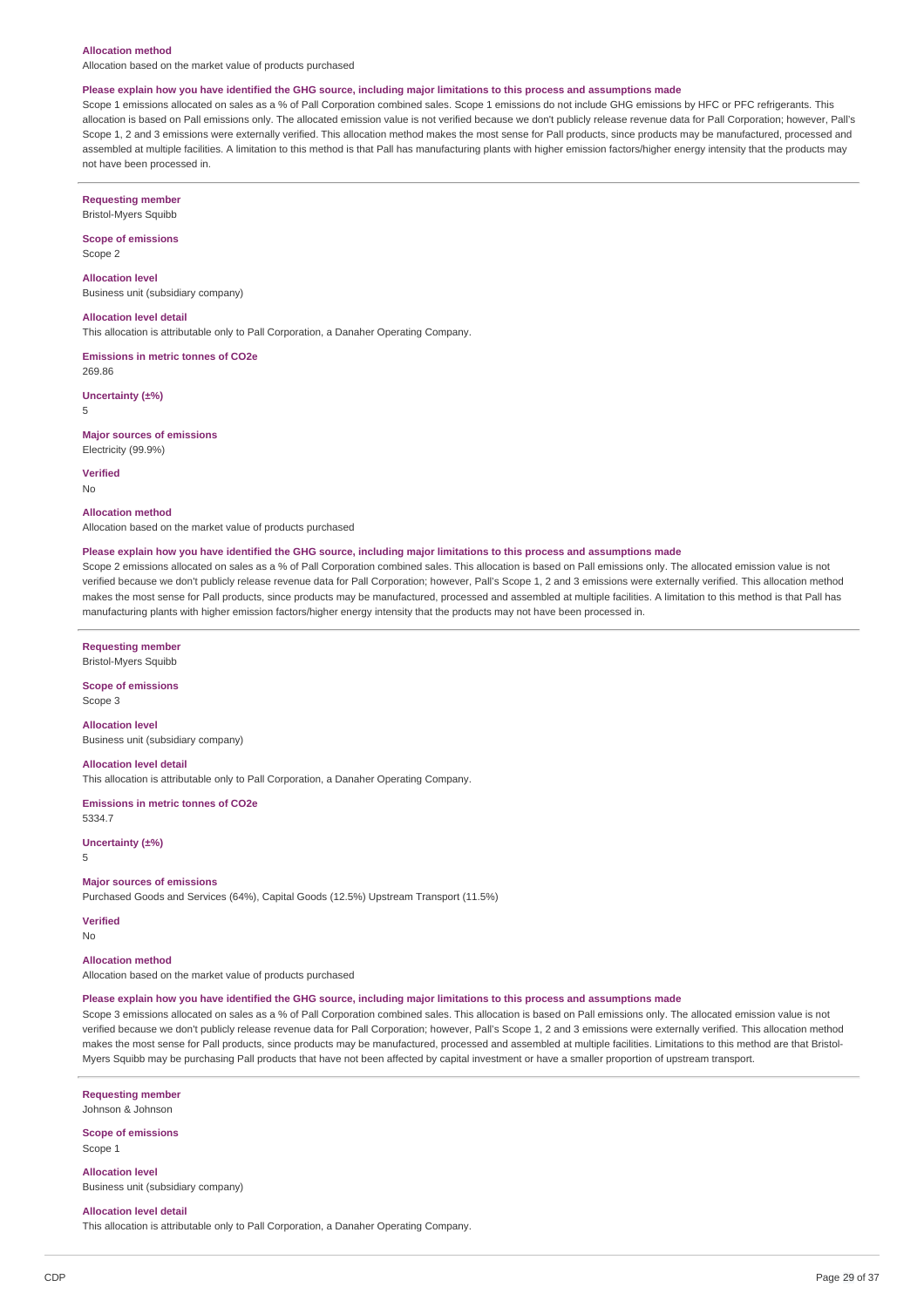**Allocation method**
Allocation based on the market value of products purchased

**Please explain how you have identified the GHG source, including major limitations to this process and assumptions made**
Scope 1 emissions allocated on sales as a % of Pall Corporation combined sales. Scope 1 emissions do not include GHG emissions by HFC or PFC refrigerants. This allocation is based on Pall emissions only. The allocated emission value is not verified because we don't publicly release revenue data for Pall Corporation; however, Pall's Scope 1, 2 and 3 emissions were externally verified. This allocation method makes the most sense for Pall products, since products may be manufactured, processed and assembled at multiple facilities. A limitation to this method is that Pall has manufacturing plants with higher emission factors/higher energy intensity that the products may not have been processed in.

---

**Requesting member**
Bristol-Myers Squibb

**Scope of emissions**
Scope 2

**Allocation level**
Business unit (subsidiary company)

**Allocation level detail**
This allocation is attributable only to Pall Corporation, a Danaher Operating Company.

**Emissions in metric tonnes of CO2e**
269.86

**Uncertainty (±%)**
5

**Major sources of emissions**
Electricity (99.9%)

**Verified**
No

**Allocation method**
Allocation based on the market value of products purchased

**Please explain how you have identified the GHG source, including major limitations to this process and assumptions made**
Scope 2 emissions allocated on sales as a % of Pall Corporation combined sales. This allocation is based on Pall emissions only. The allocated emission value is not verified because we don't publicly release revenue data for Pall Corporation; however, Pall's Scope 1, 2 and 3 emissions were externally verified. This allocation method makes the most sense for Pall products, since products may be manufactured, processed and assembled at multiple facilities. A limitation to this method is that Pall has manufacturing plants with higher emission factors/higher energy intensity that the products may not have been processed in.

---

**Requesting member**
Bristol-Myers Squibb

**Scope of emissions**
Scope 3

**Allocation level**
Business unit (subsidiary company)

**Allocation level detail**
This allocation is attributable only to Pall Corporation, a Danaher Operating Company.

**Emissions in metric tonnes of CO2e**
5334.7

**Uncertainty (±%)**
5

**Major sources of emissions**
Purchased Goods and Services (64%), Capital Goods (12.5%) Upstream Transport (11.5%)

**Verified**
No

**Allocation method**
Allocation based on the market value of products purchased

**Please explain how you have identified the GHG source, including major limitations to this process and assumptions made**
Scope 3 emissions allocated on sales as a % of Pall Corporation combined sales. This allocation is based on Pall emissions only. The allocated emission value is not verified because we don't publicly release revenue data for Pall Corporation; however, Pall's Scope 1, 2 and 3 emissions were externally verified. This allocation method makes the most sense for Pall products, since products may be manufactured, processed and assembled at multiple facilities. Limitations to this method are that Bristol-Myers Squibb may be purchasing Pall products that have not been affected by capital investment or have a smaller proportion of upstream transport.

---

**Requesting member**
Johnson & Johnson

**Scope of emissions**
Scope 1

**Allocation level**
Business unit (subsidiary company)

**Allocation level detail**
This allocation is attributable only to Pall Corporation, a Danaher Operating Company.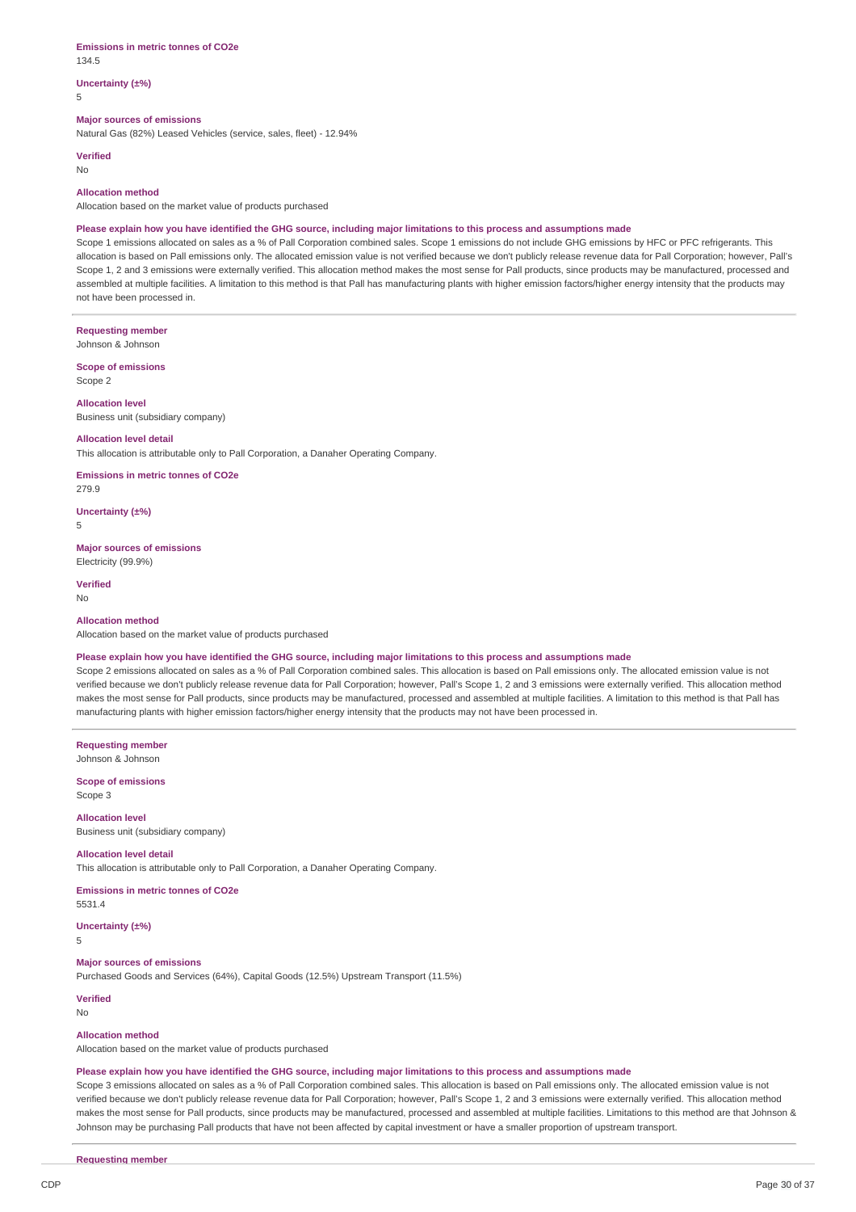**Emissions in metric tonnes of CO2e**

134.5

**Uncertainty (±%)**

5

**Major sources of emissions**

Natural Gas (82%) Leased Vehicles (service, sales, fleet) - 12.94%

**Verified**

No

**Allocation method**

Allocation based on the market value of products purchased

**Please explain how you have identified the GHG source, including major limitations to this process and assumptions made**

Scope 1 emissions allocated on sales as a % of Pall Corporation combined sales. Scope 1 emissions do not include GHG emissions by HFC or PFC refrigerants. This allocation is based on Pall emissions only. The allocated emission value is not verified because we don't publicly release revenue data for Pall Corporation; however, Pall's Scope 1, 2 and 3 emissions were externally verified. This allocation method makes the most sense for Pall products, since products may be manufactured, processed and assembled at multiple facilities. A limitation to this method is that Pall has manufacturing plants with higher emission factors/higher energy intensity that the products may not have been processed in.

---

**Requesting member**

Johnson & Johnson

**Scope of emissions**

Scope 2

**Allocation level**

Business unit (subsidiary company)

**Allocation level detail**

This allocation is attributable only to Pall Corporation, a Danaher Operating Company.

**Emissions in metric tonnes of CO2e**

279.9

**Uncertainty (±%)**

5

**Major sources of emissions**

Electricity (99.9%)

**Verified**

No

**Allocation method**

Allocation based on the market value of products purchased

**Please explain how you have identified the GHG source, including major limitations to this process and assumptions made**

Scope 2 emissions allocated on sales as a % of Pall Corporation combined sales. This allocation is based on Pall emissions only. The allocated emission value is not verified because we don't publicly release revenue data for Pall Corporation; however, Pall's Scope 1, 2 and 3 emissions were externally verified. This allocation method makes the most sense for Pall products, since products may be manufactured, processed and assembled at multiple facilities. A limitation to this method is that Pall has manufacturing plants with higher emission factors/higher energy intensity that the products may not have been processed in.

---

**Requesting member**

Johnson & Johnson

**Scope of emissions**

Scope 3

**Allocation level**

Business unit (subsidiary company)

**Allocation level detail**

This allocation is attributable only to Pall Corporation, a Danaher Operating Company.

**Emissions in metric tonnes of CO2e**

5531.4

**Uncertainty (±%)**

5

**Major sources of emissions**

Purchased Goods and Services (64%), Capital Goods (12.5%) Upstream Transport (11.5%)

**Verified**

No

**Allocation method**

Allocation based on the market value of products purchased

**Please explain how you have identified the GHG source, including major limitations to this process and assumptions made**

Scope 3 emissions allocated on sales as a % of Pall Corporation combined sales. This allocation is based on Pall emissions only. The allocated emission value is not verified because we don't publicly release revenue data for Pall Corporation; however, Pall's Scope 1, 2 and 3 emissions were externally verified. This allocation method makes the most sense for Pall products, since products may be manufactured, processed and assembled at multiple facilities. Limitations to this method are that Johnson & Johnson may be purchasing Pall products that have not been affected by capital investment or have a smaller proportion of upstream transport.

---

**Requesting member**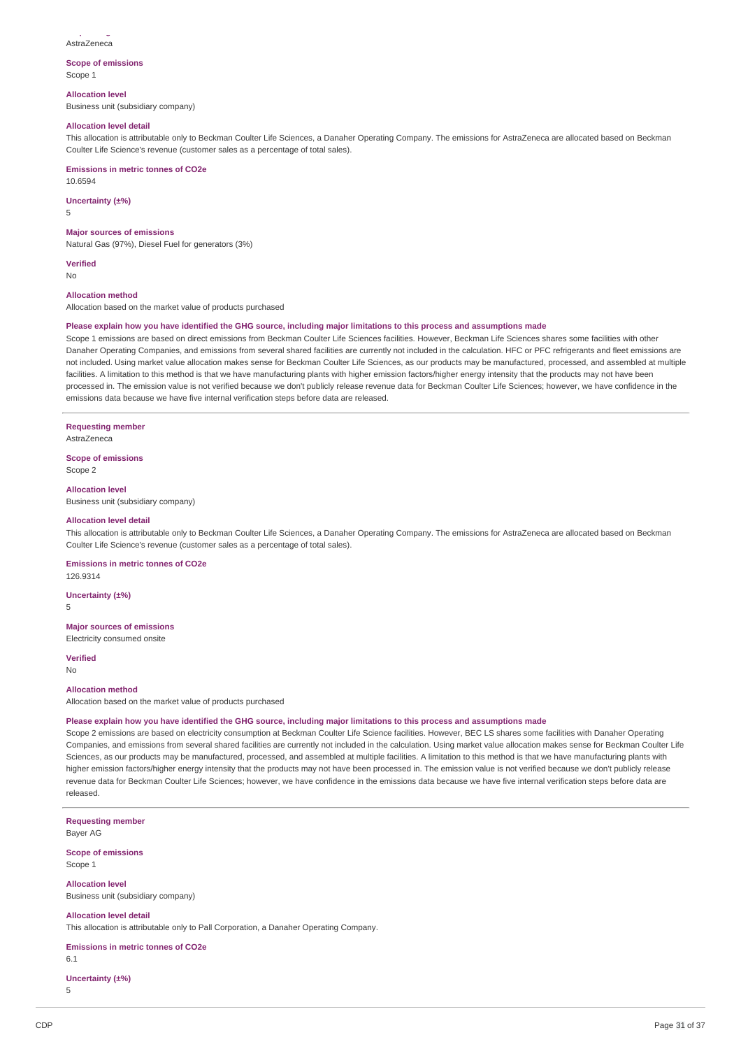AstraZeneca

**Scope of emissions**
Scope 1

**Allocation level**
Business unit (subsidiary company)

**Allocation level detail**
This allocation is attributable only to Beckman Coulter Life Sciences, a Danaher Operating Company. The emissions for AstraZeneca are allocated based on Beckman Coulter Life Science's revenue (customer sales as a percentage of total sales).

**Emissions in metric tonnes of CO2e**
10.6594

**Uncertainty (±%)**
5

**Major sources of emissions**
Natural Gas (97%), Diesel Fuel for generators (3%)

**Verified**
No

**Allocation method**
Allocation based on the market value of products purchased

**Please explain how you have identified the GHG source, including major limitations to this process and assumptions made**
Scope 1 emissions are based on direct emissions from Beckman Coulter Life Sciences facilities. However, Beckman Life Sciences shares some facilities with other Danaher Operating Companies, and emissions from several shared facilities are currently not included in the calculation. HFC or PFC refrigerants and fleet emissions are not included. Using market value allocation makes sense for Beckman Coulter Life Sciences, as our products may be manufactured, processed, and assembled at multiple facilities. A limitation to this method is that we have manufacturing plants with higher emission factors/higher energy intensity that the products may not have been processed in. The emission value is not verified because we don't publicly release revenue data for Beckman Coulter Life Sciences; however, we have confidence in the emissions data because we have five internal verification steps before data are released.

---

**Requesting member**
AstraZeneca

**Scope of emissions**
Scope 2

**Allocation level**
Business unit (subsidiary company)

**Allocation level detail**
This allocation is attributable only to Beckman Coulter Life Sciences, a Danaher Operating Company. The emissions for AstraZeneca are allocated based on Beckman Coulter Life Science's revenue (customer sales as a percentage of total sales).

**Emissions in metric tonnes of CO2e**
126.9314

**Uncertainty (±%)**
5

**Major sources of emissions**
Electricity consumed onsite

**Verified**
No

**Allocation method**
Allocation based on the market value of products purchased

**Please explain how you have identified the GHG source, including major limitations to this process and assumptions made**
Scope 2 emissions are based on electricity consumption at Beckman Coulter Life Science facilities. However, BEC LS shares some facilities with Danaher Operating Companies, and emissions from several shared facilities are currently not included in the calculation. Using market value allocation makes sense for Beckman Coulter Life Sciences, as our products may be manufactured, processed, and assembled at multiple facilities. A limitation to this method is that we have manufacturing plants with higher emission factors/higher energy intensity that the products may not have been processed in. The emission value is not verified because we don't publicly release revenue data for Beckman Coulter Life Sciences; however, we have confidence in the emissions data because we have five internal verification steps before data are released.

---

**Requesting member**
Bayer AG

**Scope of emissions**
Scope 1

**Allocation level**
Business unit (subsidiary company)

**Allocation level detail**
This allocation is attributable only to Pall Corporation, a Danaher Operating Company.

**Emissions in metric tonnes of CO2e**
6.1

**Uncertainty (±%)**
5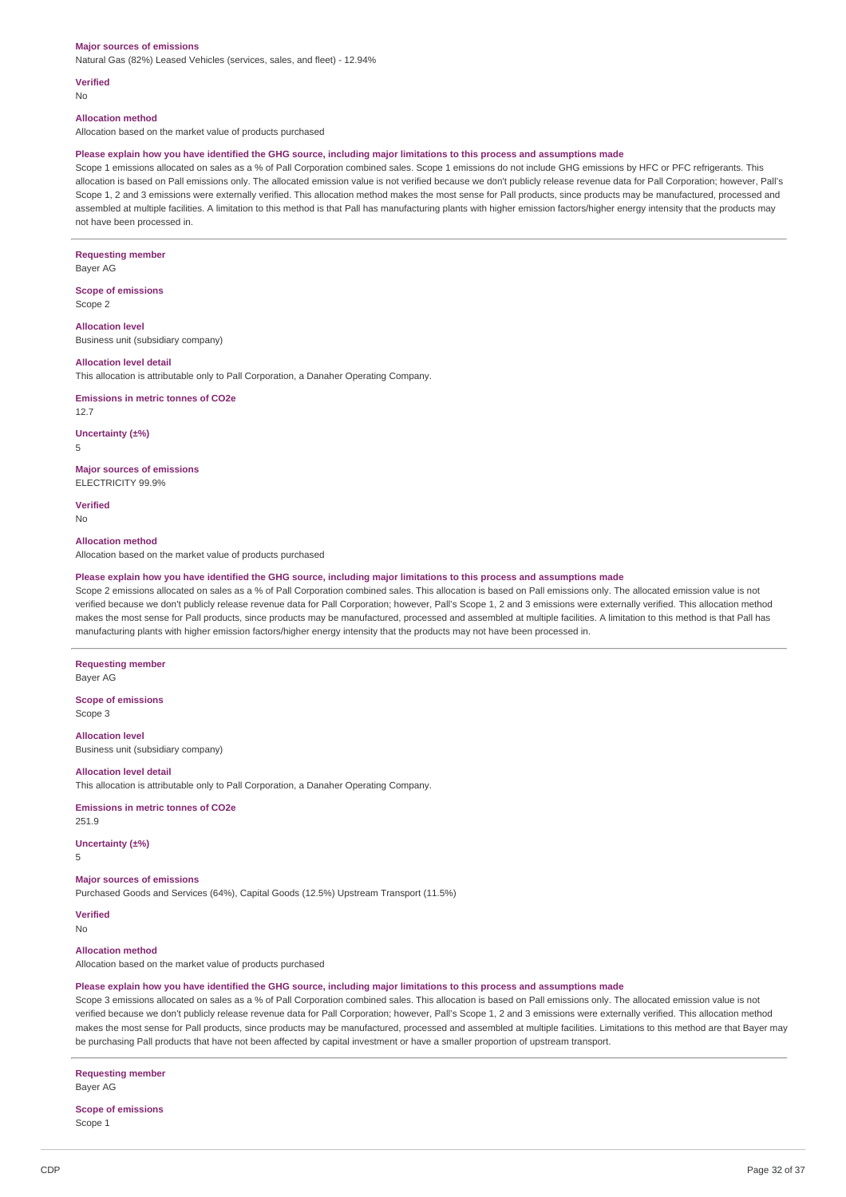**Major sources of emissions**

Natural Gas (82%) Leased Vehicles (services, sales, and fleet) - 12.94%

**Verified**

No

**Allocation method**

Allocation based on the market value of products purchased

**Please explain how you have identified the GHG source, including major limitations to this process and assumptions made**

Scope 1 emissions allocated on sales as a % of Pall Corporation combined sales. Scope 1 emissions do not include GHG emissions by HFC or PFC refrigerants. This allocation is based on Pall emissions only. The allocated emission value is not verified because we don't publicly release revenue data for Pall Corporation; however, Pall's Scope 1, 2 and 3 emissions were externally verified. This allocation method makes the most sense for Pall products, since products may be manufactured, processed and assembled at multiple facilities. A limitation to this method is that Pall has manufacturing plants with higher emission factors/higher energy intensity that the products may not have been processed in.

---

**Requesting member**

Bayer AG

**Scope of emissions**

Scope 2

**Allocation level**

Business unit (subsidiary company)

**Allocation level detail**

This allocation is attributable only to Pall Corporation, a Danaher Operating Company.

**Emissions in metric tonnes of CO2e**

12.7

**Uncertainty (±%)**

5

**Major sources of emissions**

ELECTRICITY 99.9%

**Verified**

No

**Allocation method**

Allocation based on the market value of products purchased

**Please explain how you have identified the GHG source, including major limitations to this process and assumptions made**

Scope 2 emissions allocated on sales as a % of Pall Corporation combined sales. This allocation is based on Pall emissions only. The allocated emission value is not verified because we don't publicly release revenue data for Pall Corporation; however, Pall's Scope 1, 2 and 3 emissions were externally verified. This allocation method makes the most sense for Pall products, since products may be manufactured, processed and assembled at multiple facilities. A limitation to this method is that Pall has manufacturing plants with higher emission factors/higher energy intensity that the products may not have been processed in.

---

**Requesting member**

Bayer AG

**Scope of emissions**

Scope 3

**Allocation level**

Business unit (subsidiary company)

**Allocation level detail**

This allocation is attributable only to Pall Corporation, a Danaher Operating Company.

**Emissions in metric tonnes of CO2e**

251.9

**Uncertainty (±%)**

5

**Major sources of emissions**

Purchased Goods and Services (64%), Capital Goods (12.5%) Upstream Transport (11.5%)

**Verified**

No

**Allocation method**

Allocation based on the market value of products purchased

**Please explain how you have identified the GHG source, including major limitations to this process and assumptions made**

Scope 3 emissions allocated on sales as a % of Pall Corporation combined sales. This allocation is based on Pall emissions only. The allocated emission value is not verified because we don't publicly release revenue data for Pall Corporation; however, Pall's Scope 1, 2 and 3 emissions were externally verified. This allocation method makes the most sense for Pall products, since products may be manufactured, processed and assembled at multiple facilities. Limitations to this method are that Bayer may be purchasing Pall products that have not been affected by capital investment or have a smaller proportion of upstream transport.

---

**Requesting member**

Bayer AG

**Scope of emissions**

Scope 1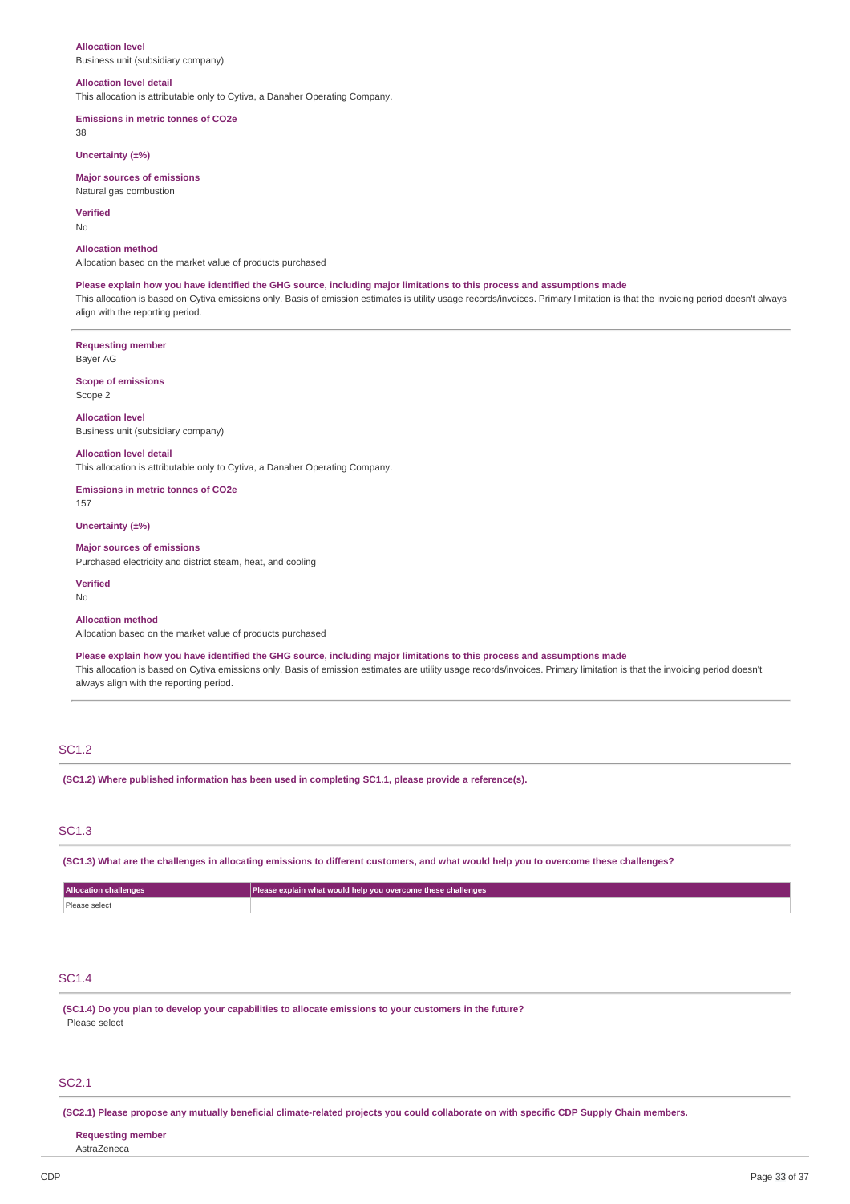**Allocation level**
Business unit (subsidiary company)

**Allocation level detail**
This allocation is attributable only to Cytiva, a Danaher Operating Company.

**Emissions in metric tonnes of CO2e**
38

**Uncertainty (±%)**

**Major sources of emissions**
Natural gas combustion

**Verified**
No

**Allocation method**
Allocation based on the market value of products purchased

**Please explain how you have identified the GHG source, including major limitations to this process and assumptions made**
This allocation is based on Cytiva emissions only. Basis of emission estimates is utility usage records/invoices. Primary limitation is that the invoicing period doesn't always align with the reporting period.

---

**Requesting member**
Bayer AG

**Scope of emissions**
Scope 2

**Allocation level**
Business unit (subsidiary company)

**Allocation level detail**
This allocation is attributable only to Cytiva, a Danaher Operating Company.

**Emissions in metric tonnes of CO2e**
157

**Uncertainty (±%)**

**Major sources of emissions**
Purchased electricity and district steam, heat, and cooling

**Verified**
No

**Allocation method**
Allocation based on the market value of products purchased

**Please explain how you have identified the GHG source, including major limitations to this process and assumptions made**
This allocation is based on Cytiva emissions only. Basis of emission estimates are utility usage records/invoices. Primary limitation is that the invoicing period doesn't always align with the reporting period.

---

## SC1.2

**(SC1.2) Where published information has been used in completing SC1.1, please provide a reference(s).**

## SC1.3

**(SC1.3) What are the challenges in allocating emissions to different customers, and what would help you to overcome these challenges?**

| Allocation challenges | Please explain what would help you overcome these challenges |
|---|---|
| Please select | |

## SC1.4

**(SC1.4) Do you plan to develop your capabilities to allocate emissions to your customers in the future?**
Please select

## SC2.1

**(SC2.1) Please propose any mutually beneficial climate-related projects you could collaborate on with specific CDP Supply Chain members.**

**Requesting member**
AstraZeneca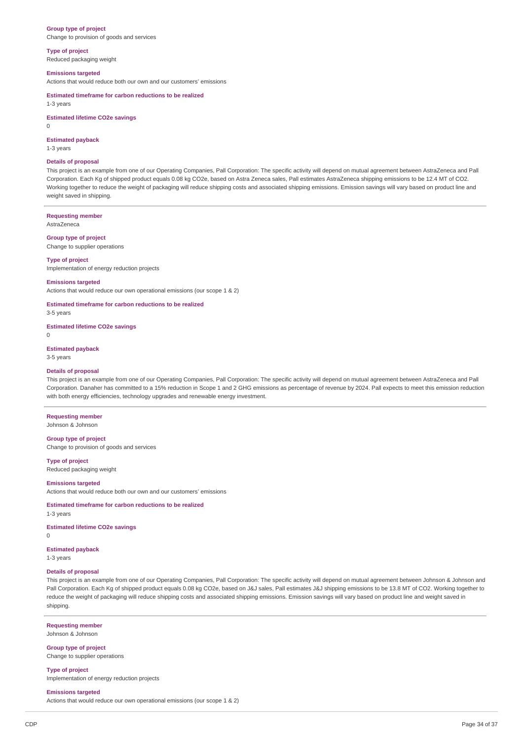**Group type of project**
Change to provision of goods and services

**Type of project**
Reduced packaging weight

**Emissions targeted**
Actions that would reduce both our own and our customers' emissions

**Estimated timeframe for carbon reductions to be realized**
1-3 years

**Estimated lifetime CO2e savings**
0

**Estimated payback**
1-3 years

**Details of proposal**
This project is an example from one of our Operating Companies, Pall Corporation: The specific activity will depend on mutual agreement between AstraZeneca and Pall Corporation. Each Kg of shipped product equals 0.08 kg CO2e, based on Astra Zeneca sales, Pall estimates AstraZeneca shipping emissions to be 12.4 MT of CO2. Working together to reduce the weight of packaging will reduce shipping costs and associated shipping emissions. Emission savings will vary based on product line and weight saved in shipping.

---

**Requesting member**
AstraZeneca

**Group type of project**
Change to supplier operations

**Type of project**
Implementation of energy reduction projects

**Emissions targeted**
Actions that would reduce our own operational emissions (our scope 1 & 2)

**Estimated timeframe for carbon reductions to be realized**
3-5 years

**Estimated lifetime CO2e savings**
0

**Estimated payback**
3-5 years

**Details of proposal**
This project is an example from one of our Operating Companies, Pall Corporation: The specific activity will depend on mutual agreement between AstraZeneca and Pall Corporation. Danaher has committed to a 15% reduction in Scope 1 and 2 GHG emissions as percentage of revenue by 2024. Pall expects to meet this emission reduction with both energy efficiencies, technology upgrades and renewable energy investment.

---

**Requesting member**
Johnson & Johnson

**Group type of project**
Change to provision of goods and services

**Type of project**
Reduced packaging weight

**Emissions targeted**
Actions that would reduce both our own and our customers' emissions

**Estimated timeframe for carbon reductions to be realized**
1-3 years

**Estimated lifetime CO2e savings**
0

**Estimated payback**
1-3 years

**Details of proposal**
This project is an example from one of our Operating Companies, Pall Corporation: The specific activity will depend on mutual agreement between Johnson & Johnson and Pall Corporation. Each Kg of shipped product equals 0.08 kg CO2e, based on J&J sales, Pall estimates J&J shipping emissions to be 13.8 MT of CO2. Working together to reduce the weight of packaging will reduce shipping costs and associated shipping emissions. Emission savings will vary based on product line and weight saved in shipping.

---

**Requesting member**
Johnson & Johnson

**Group type of project**
Change to supplier operations

**Type of project**
Implementation of energy reduction projects

**Emissions targeted**
Actions that would reduce our own operational emissions (our scope 1 & 2)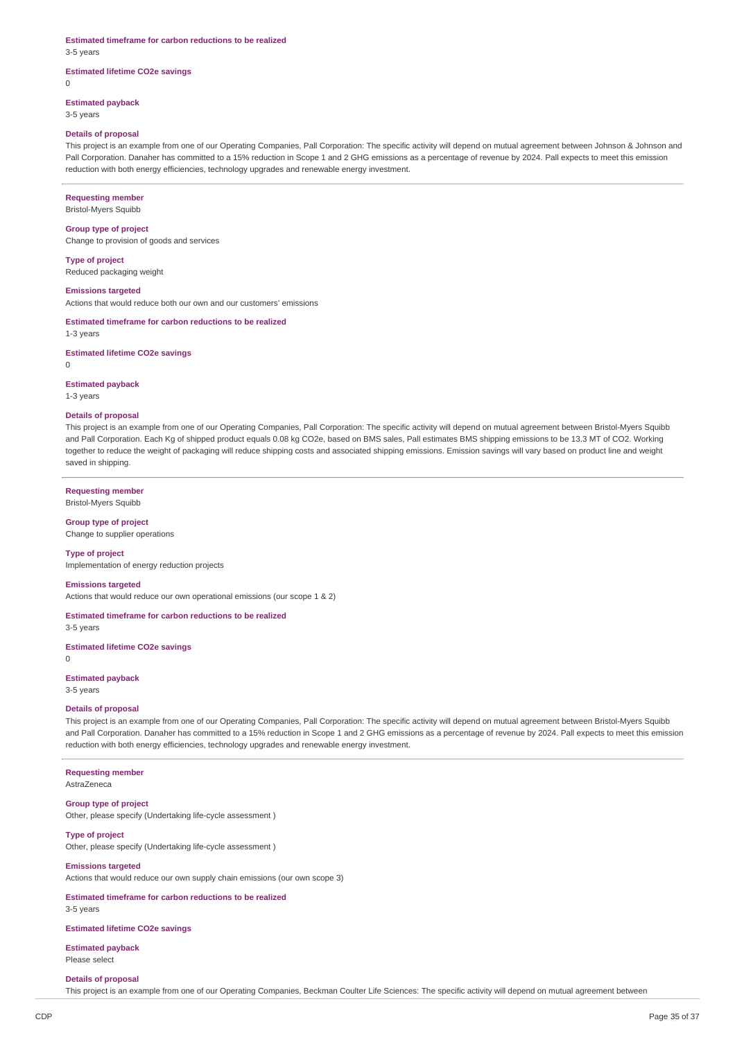**Estimated timeframe for carbon reductions to be realized**

3-5 years

**Estimated lifetime CO2e savings**

0

**Estimated payback**

3-5 years

**Details of proposal**

This project is an example from one of our Operating Companies, Pall Corporation: The specific activity will depend on mutual agreement between Johnson & Johnson and Pall Corporation. Danaher has committed to a 15% reduction in Scope 1 and 2 GHG emissions as a percentage of revenue by 2024. Pall expects to meet this emission reduction with both energy efficiencies, technology upgrades and renewable energy investment.

---

**Requesting member**

Bristol-Myers Squibb

**Group type of project**

Change to provision of goods and services

**Type of project**

Reduced packaging weight

**Emissions targeted**

Actions that would reduce both our own and our customers' emissions

**Estimated timeframe for carbon reductions to be realized**

1-3 years

**Estimated lifetime CO2e savings**

0

**Estimated payback**

1-3 years

**Details of proposal**

This project is an example from one of our Operating Companies, Pall Corporation: The specific activity will depend on mutual agreement between Bristol-Myers Squibb and Pall Corporation. Each Kg of shipped product equals 0.08 kg CO2e, based on BMS sales, Pall estimates BMS shipping emissions to be 13.3 MT of CO2. Working together to reduce the weight of packaging will reduce shipping costs and associated shipping emissions. Emission savings will vary based on product line and weight saved in shipping.

---

**Requesting member**

Bristol-Myers Squibb

**Group type of project**

Change to supplier operations

**Type of project**

Implementation of energy reduction projects

**Emissions targeted**

Actions that would reduce our own operational emissions (our scope 1 & 2)

**Estimated timeframe for carbon reductions to be realized**

3-5 years

**Estimated lifetime CO2e savings**

0

**Estimated payback**

3-5 years

**Details of proposal**

This project is an example from one of our Operating Companies, Pall Corporation: The specific activity will depend on mutual agreement between Bristol-Myers Squibb and Pall Corporation. Danaher has committed to a 15% reduction in Scope 1 and 2 GHG emissions as a percentage of revenue by 2024. Pall expects to meet this emission reduction with both energy efficiencies, technology upgrades and renewable energy investment.

---

**Requesting member**

AstraZeneca

**Group type of project**

Other, please specify (Undertaking life-cycle assessment )

**Type of project**

Other, please specify (Undertaking life-cycle assessment )

**Emissions targeted**

Actions that would reduce our own supply chain emissions (our own scope 3)

**Estimated timeframe for carbon reductions to be realized**

3-5 years

**Estimated lifetime CO2e savings**

**Estimated payback**

Please select

**Details of proposal**

This project is an example from one of our Operating Companies, Beckman Coulter Life Sciences: The specific activity will depend on mutual agreement between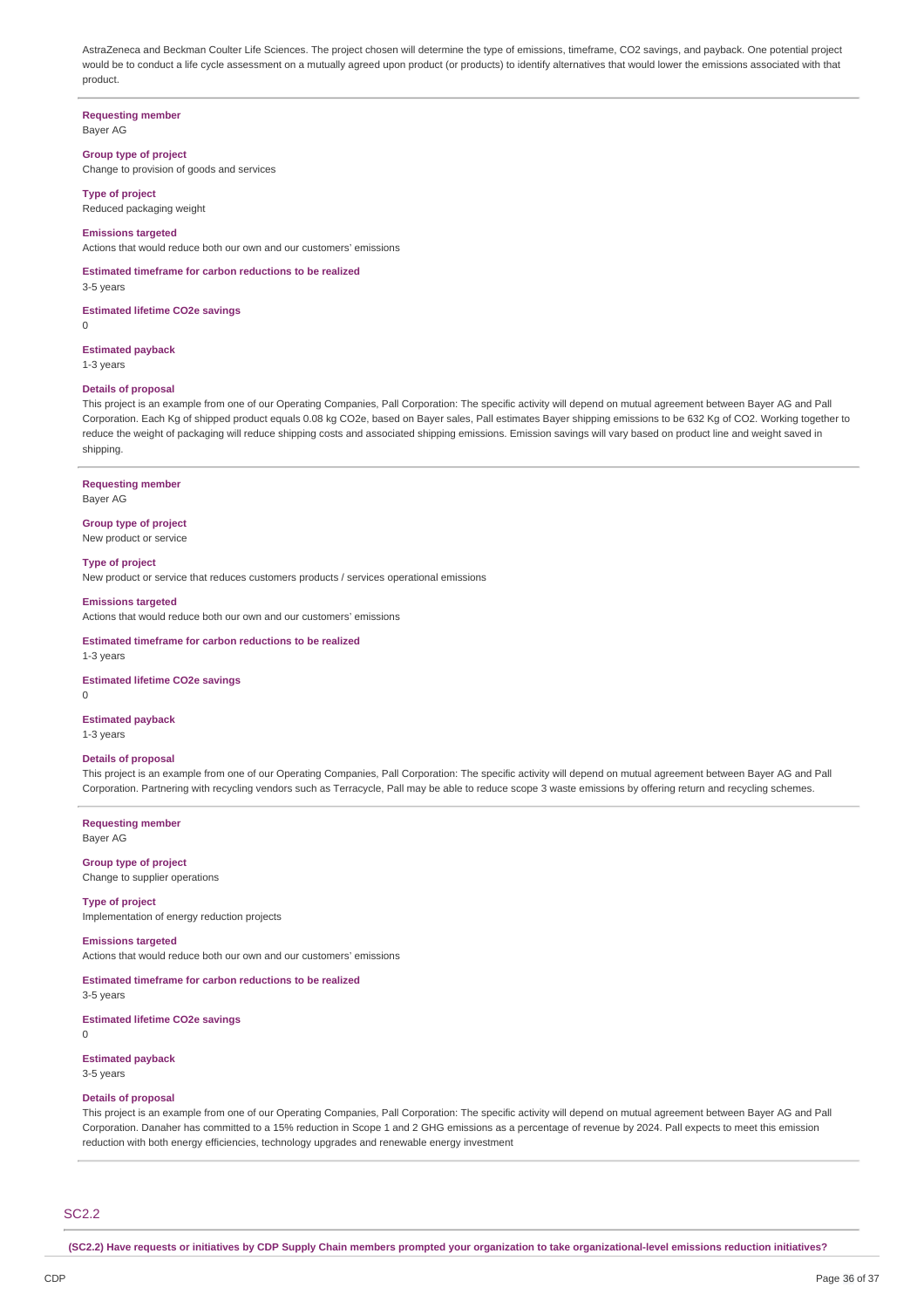AstraZeneca and Beckman Coulter Life Sciences. The project chosen will determine the type of emissions, timeframe, CO2 savings, and payback. One potential project would be to conduct a life cycle assessment on a mutually agreed upon product (or products) to identify alternatives that would lower the emissions associated with that product.

**Requesting member**
Bayer AG

**Group type of project**
Change to provision of goods and services

**Type of project**
Reduced packaging weight

**Emissions targeted**
Actions that would reduce both our own and our customers' emissions

**Estimated timeframe for carbon reductions to be realized**
3-5 years

**Estimated lifetime CO2e savings**
0

**Estimated payback**
1-3 years

**Details of proposal**
This project is an example from one of our Operating Companies, Pall Corporation: The specific activity will depend on mutual agreement between Bayer AG and Pall Corporation. Each Kg of shipped product equals 0.08 kg CO2e, based on Bayer sales, Pall estimates Bayer shipping emissions to be 632 Kg of CO2. Working together to reduce the weight of packaging will reduce shipping costs and associated shipping emissions. Emission savings will vary based on product line and weight saved in shipping.

---

**Requesting member**
Bayer AG

**Group type of project**
New product or service

**Type of project**
New product or service that reduces customers products / services operational emissions

**Emissions targeted**
Actions that would reduce both our own and our customers' emissions

**Estimated timeframe for carbon reductions to be realized**
1-3 years

**Estimated lifetime CO2e savings**
0

**Estimated payback**
1-3 years

**Details of proposal**
This project is an example from one of our Operating Companies, Pall Corporation: The specific activity will depend on mutual agreement between Bayer AG and Pall Corporation. Partnering with recycling vendors such as Terracycle, Pall may be able to reduce scope 3 waste emissions by offering return and recycling schemes.

---

**Requesting member**
Bayer AG

**Group type of project**
Change to supplier operations

**Type of project**
Implementation of energy reduction projects

**Emissions targeted**
Actions that would reduce both our own and our customers' emissions

**Estimated timeframe for carbon reductions to be realized**
3-5 years

**Estimated lifetime CO2e savings**
0

**Estimated payback**
3-5 years

**Details of proposal**
This project is an example from one of our Operating Companies, Pall Corporation: The specific activity will depend on mutual agreement between Bayer AG and Pall Corporation. Danaher has committed to a 15% reduction in Scope 1 and 2 GHG emissions as a percentage of revenue by 2024. Pall expects to meet this emission reduction with both energy efficiencies, technology upgrades and renewable energy investment

---

## SC2.2

**(SC2.2) Have requests or initiatives by CDP Supply Chain members prompted your organization to take organizational-level emissions reduction initiatives?**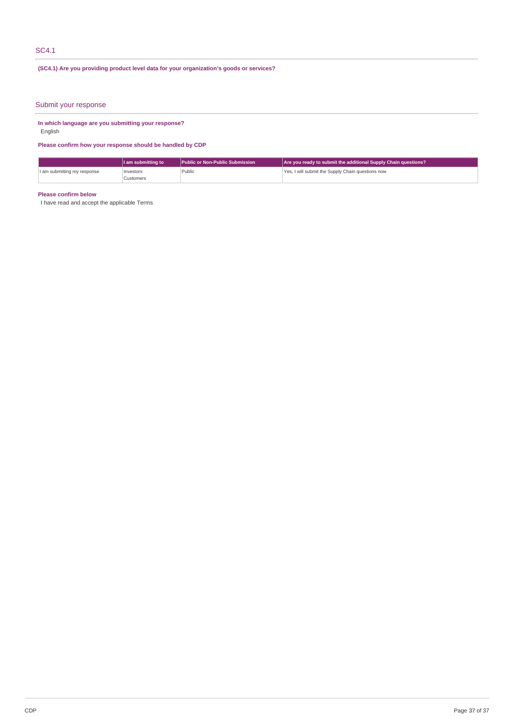## SC4.1

**(SC4.1) Are you providing product level data for your organization's goods or services?**

## Submit your response

**In which language are you submitting your response?**

English

**Please confirm how your response should be handled by CDP**

| | I am submitting to | Public or Non-Public Submission | Are you ready to submit the additional Supply Chain questions? |
|---|---|---|---|
| I am submitting my response | Investors<br>Customers | Public | Yes, I will submit the Supply Chain questions now |

**Please confirm below**

I have read and accept the applicable Terms